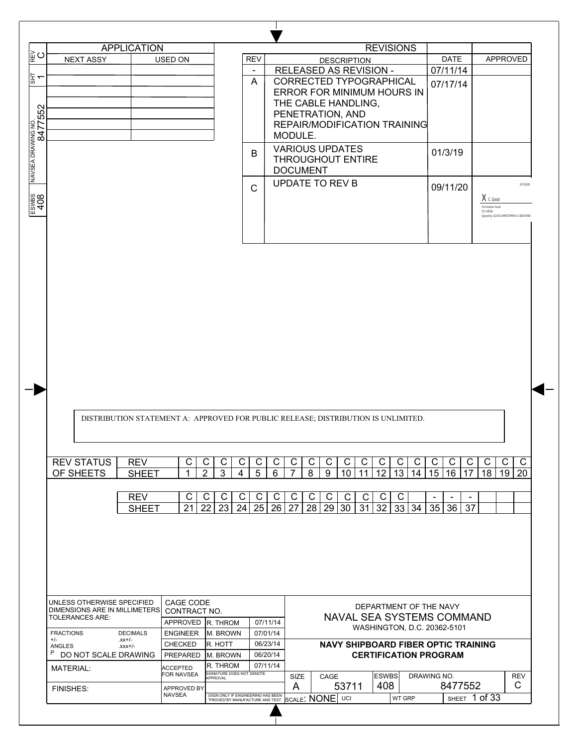| REV | SHT | NAVSEA DRAWING NO. | ESWBS |
|---|---|---|---|
| C | 1 | 8477552 | 408 |

## APPLICATION

| NEXT ASSY | USED ON |
|---|---|
| | |
| | |
| | |
| | |
| | |
| | |

## REVISIONS

| REV | DESCRIPTION | DATE | APPROVED |
|---|---|---|---|
| - | RELEASED AS REVISION - | 07/11/14 | |
| A | CORRECTED TYPOGRAPHICAL ERROR FOR MINIMUM HOURS IN THE CABLE HANDLING, PENETRATION, AND REPAIR/MODIFICATION TRAINING MODULE. | 07/17/14 | |
| B | VARIOUS UPDATES THROUGHOUT ENTIRE DOCUMENT | 01/3/19 | |
| C | UPDATE TO REV B | 09/11/20 | 9/15/2020 X C. Good Christopher Good FO CHENG Signed by: GOOD.CHRISTOPHER.A.1280374580 |

DISTRIBUTION STATEMENT A: APPROVED FOR PUBLIC RELEASE; DISTRIBUTION IS UNLIMITED.

| REV STATUS OF SHEETS | | | | | | | | | | | | | | | | | | | | | |
|---|---|---|---|---|---|---|---|---|---|---|---|---|---|---|---|---|---|---|---|---|---|
| REV | C | C | C | C | C | C | C | C | C | C | C | C | C | C | C | C | C | C | C | C |
| SHEET | 1 | 2 | 3 | 4 | 5 | 6 | 7 | 8 | 9 | 10 | 11 | 12 | 13 | 14 | 15 | 16 | 17 | 18 | 19 | 20 |
| REV | C | C | C | C | C | C | C | C | C | C | C | C | C | | - | - | - | | | |
| SHEET | 21 | 22 | 23 | 24 | 25 | 26 | 27 | 28 | 29 | 30 | 31 | 32 | 33 | 34 | 35 | 36 | 37 | | | |

UNLESS OTHERWISE SPECIFIED DIMENSIONS ARE IN MILLIMETERS
TOLERANCES ARE:
FRACTIONS +/- DECIMALS .xx+/- .xxx+/-
ANGLES
DO NOT SCALE DRAWING
MATERIAL:
FINISHES:

| CAGE CODE CONTRACT NO. | | |
|---|---|---|
| APPROVED | R. THROM | 07/11/14 |
| ENGINEER | M. BROWN | 07/01/14 |
| CHECKED | R. HOTT | 06/23/14 |
| PREPARED | M. BROWN | 06/20/14 |
| ACCEPTED FOR NAVSEA | R. THROM (SIGNATURE DOES NOT DENOTE APPROVAL) | 07/11/14 |
| APPROVED BY NAVSEA | (SIGN ONLY IF ENGINEERING HAS BEEN "PROVED" BY MANUFACTURE AND TEST) | |

DEPARTMENT OF THE NAVY
NAVAL SEA SYSTEMS COMMAND
WASHINGTON, D.C. 20362-5101

**NAVY SHIPBOARD FIBER OPTIC TRAINING CERTIFICATION PROGRAM**

| SIZE | CAGE | ESWBS | DRAWING NO. | REV |
|---|---|---|---|---|
| A | 53711 | 408 | 8477552 | C |

SCALE: NONE UCI WT GRP SHEET 1 of 33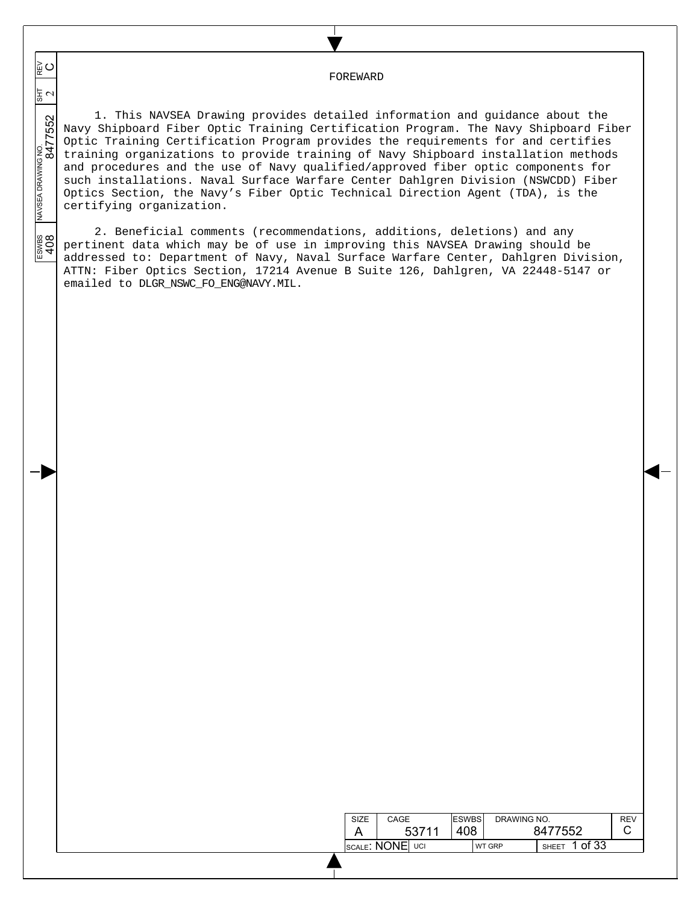# FOREWARD

1. This NAVSEA Drawing provides detailed information and guidance about the Navy Shipboard Fiber Optic Training Certification Program. The Navy Shipboard Fiber Optic Training Certification Program provides the requirements for and certifies training organizations to provide training of Navy Shipboard installation methods and procedures and the use of Navy qualified/approved fiber optic components for such installations. Naval Surface Warfare Center Dahlgren Division (NSWCDD) Fiber Optics Section, the Navy's Fiber Optic Technical Direction Agent (TDA), is the certifying organization.

2. Beneficial comments (recommendations, additions, deletions) and any pertinent data which may be of use in improving this NAVSEA Drawing should be addressed to: Department of Navy, Naval Surface Warfare Center, Dahlgren Division, ATTN: Fiber Optics Section, 17214 Avenue B Suite 126, Dahlgren, VA 22448-5147 or emailed to DLGR_NSWC_FO_ENG@NAVY.MIL.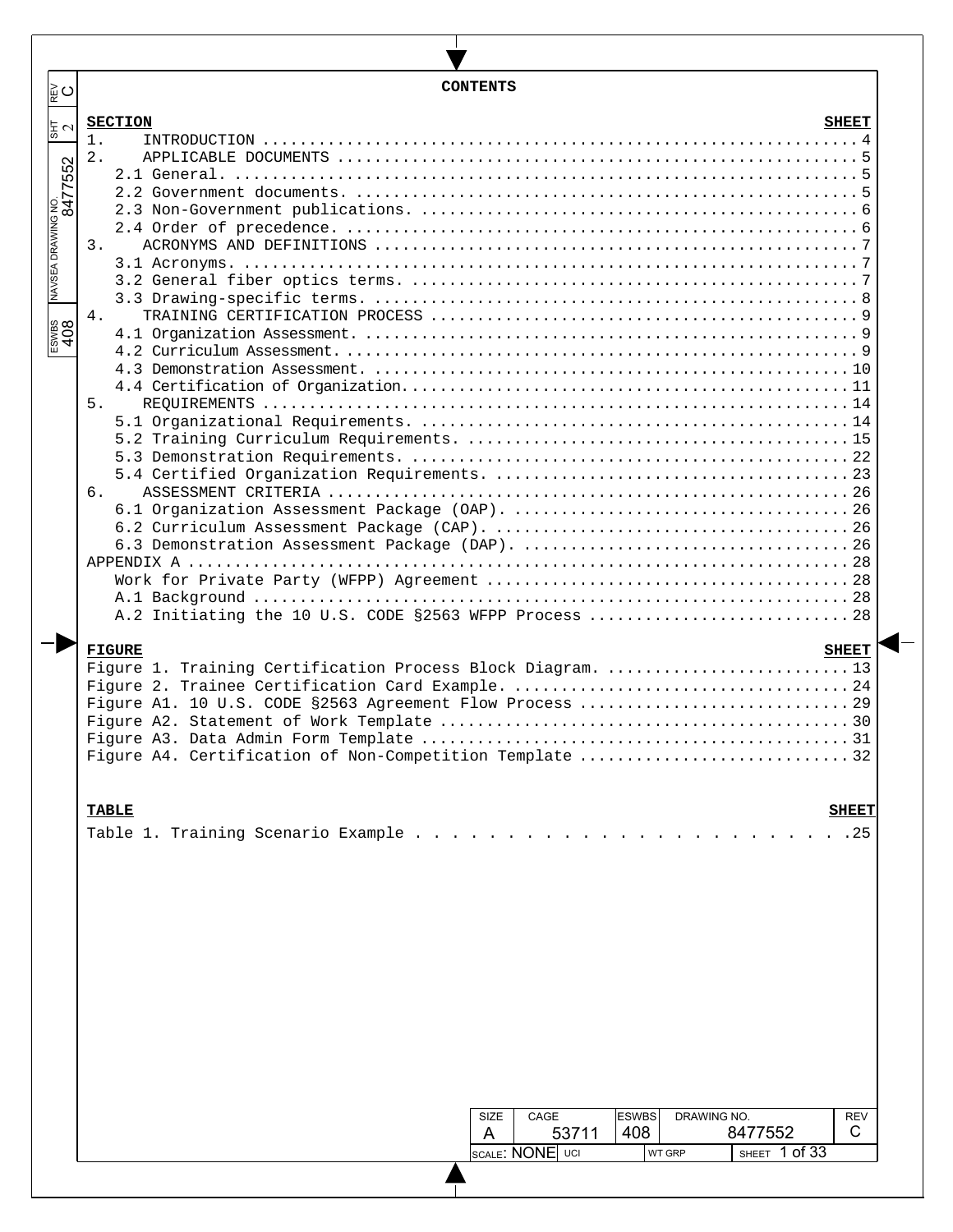# CONTENTS

| SECTION | SHEET |
|---|---|
| 1. INTRODUCTION | 4 |
| 2. APPLICABLE DOCUMENTS | 5 |
| 2.1 General. | 5 |
| 2.2 Government documents. | 5 |
| 2.3 Non-Government publications. | 6 |
| 2.4 Order of precedence. | 6 |
| 3. ACRONYMS AND DEFINITIONS | 7 |
| 3.1 Acronyms. | 7 |
| 3.2 General fiber optics terms. | 7 |
| 3.3 Drawing-specific terms. | 8 |
| 4. TRAINING CERTIFICATION PROCESS | 9 |
| 4.1 Organization Assessment. | 9 |
| 4.2 Curriculum Assessment. | 9 |
| 4.3 Demonstration Assessment. | 10 |
| 4.4 Certification of Organization. | 11 |
| 5. REQUIREMENTS | 14 |
| 5.1 Organizational Requirements. | 14 |
| 5.2 Training Curriculum Requirements. | 15 |
| 5.3 Demonstration Requirements. | 22 |
| 5.4 Certified Organization Requirements. | 23 |
| 6. ASSESSMENT CRITERIA | 26 |
| 6.1 Organization Assessment Package (OAP). | 26 |
| 6.2 Curriculum Assessment Package (CAP). | 26 |
| 6.3 Demonstration Assessment Package (DAP). | 26 |
| APPENDIX A | 28 |
| Work for Private Party (WFPP) Agreement | 28 |
| A.1 Background | 28 |
| A.2 Initiating the 10 U.S. CODE §2563 WFPP Process | 28 |

| FIGURE | SHEET |
|---|---|
| Figure 1. Training Certification Process Block Diagram. | 13 |
| Figure 2. Trainee Certification Card Example. | 24 |
| Figure A1. 10 U.S. CODE §2563 Agreement Flow Process | 29 |
| Figure A2. Statement of Work Template | 30 |
| Figure A3. Data Admin Form Template | 31 |
| Figure A4. Certification of Non-Competition Template | 32 |

| TABLE | SHEET |
|---|---|
| Table 1. Training Scenario Example | 25 |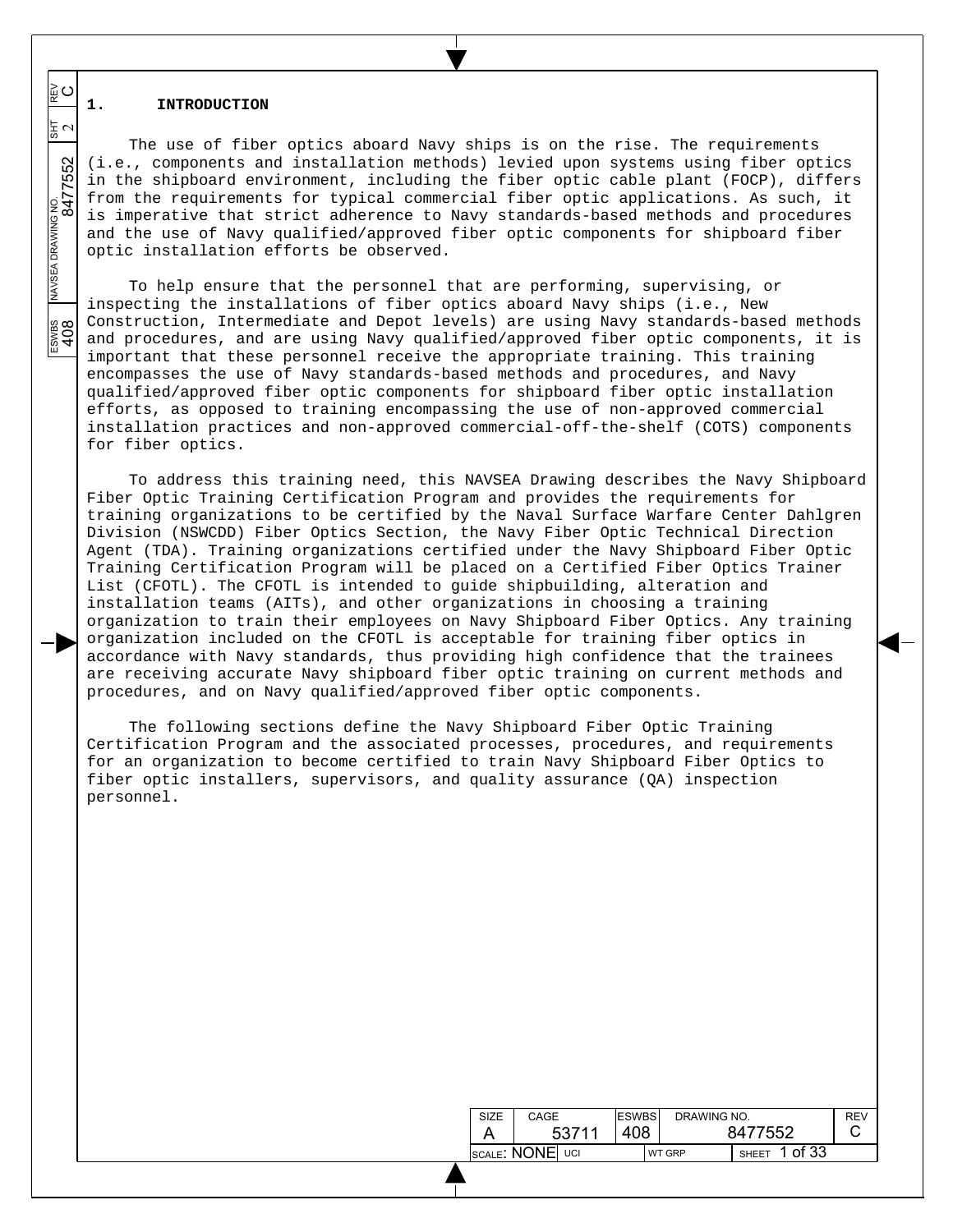# 1. INTRODUCTION

The use of fiber optics aboard Navy ships is on the rise. The requirements (i.e., components and installation methods) levied upon systems using fiber optics in the shipboard environment, including the fiber optic cable plant (FOCP), differs from the requirements for typical commercial fiber optic applications. As such, it is imperative that strict adherence to Navy standards-based methods and procedures and the use of Navy qualified/approved fiber optic components for shipboard fiber optic installation efforts be observed.

To help ensure that the personnel that are performing, supervising, or inspecting the installations of fiber optics aboard Navy ships (i.e., New Construction, Intermediate and Depot levels) are using Navy standards-based methods and procedures, and are using Navy qualified/approved fiber optic components, it is important that these personnel receive the appropriate training. This training encompasses the use of Navy standards-based methods and procedures, and Navy qualified/approved fiber optic components for shipboard fiber optic installation efforts, as opposed to training encompassing the use of non-approved commercial installation practices and non-approved commercial-off-the-shelf (COTS) components for fiber optics.

To address this training need, this NAVSEA Drawing describes the Navy Shipboard Fiber Optic Training Certification Program and provides the requirements for training organizations to be certified by the Naval Surface Warfare Center Dahlgren Division (NSWCDD) Fiber Optics Section, the Navy Fiber Optic Technical Direction Agent (TDA). Training organizations certified under the Navy Shipboard Fiber Optic Training Certification Program will be placed on a Certified Fiber Optics Trainer List (CFOTL). The CFOTL is intended to guide shipbuilding, alteration and installation teams (AITs), and other organizations in choosing a training organization to train their employees on Navy Shipboard Fiber Optics. Any training organization included on the CFOTL is acceptable for training fiber optics in accordance with Navy standards, thus providing high confidence that the trainees are receiving accurate Navy shipboard fiber optic training on current methods and procedures, and on Navy qualified/approved fiber optic components.

The following sections define the Navy Shipboard Fiber Optic Training Certification Program and the associated processes, procedures, and requirements for an organization to become certified to train Navy Shipboard Fiber Optics to fiber optic installers, supervisors, and quality assurance (QA) inspection personnel.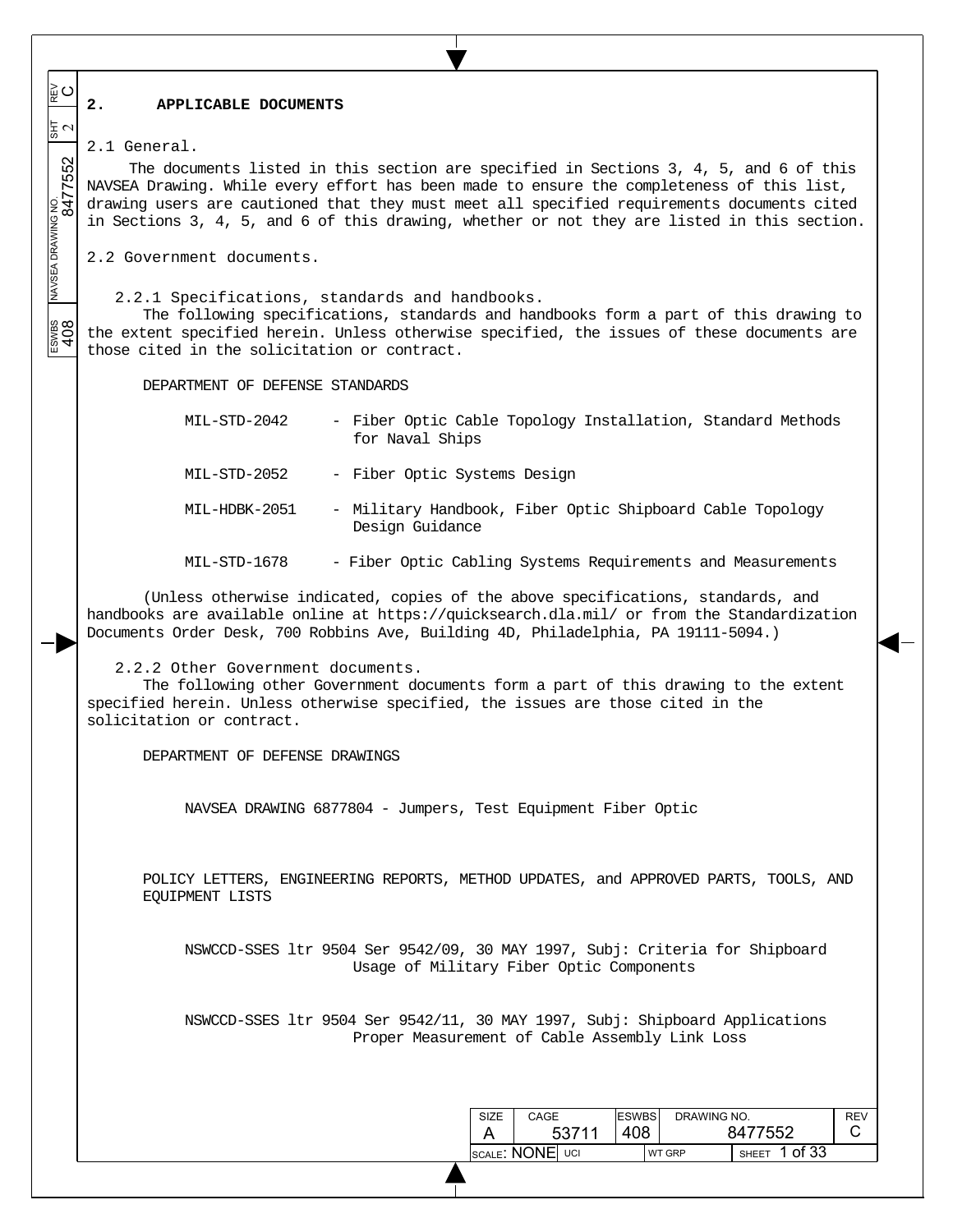# 2. APPLICABLE DOCUMENTS

## 2.1 General.

The documents listed in this section are specified in Sections 3, 4, 5, and 6 of this NAVSEA Drawing. While every effort has been made to ensure the completeness of this list, drawing users are cautioned that they must meet all specified requirements documents cited in Sections 3, 4, 5, and 6 of this drawing, whether or not they are listed in this section.

## 2.2 Government documents.

### 2.2.1 Specifications, standards and handbooks.

The following specifications, standards and handbooks form a part of this drawing to the extent specified herein. Unless otherwise specified, the issues of these documents are those cited in the solicitation or contract.

DEPARTMENT OF DEFENSE STANDARDS

- MIL-STD-2042 - Fiber Optic Cable Topology Installation, Standard Methods for Naval Ships
- MIL-STD-2052 - Fiber Optic Systems Design
- MIL-HDBK-2051 - Military Handbook, Fiber Optic Shipboard Cable Topology Design Guidance
- MIL-STD-1678 - Fiber Optic Cabling Systems Requirements and Measurements

(Unless otherwise indicated, copies of the above specifications, standards, and handbooks are available online at https://quicksearch.dla.mil/ or from the Standardization Documents Order Desk, 700 Robbins Ave, Building 4D, Philadelphia, PA 19111-5094.)

### 2.2.2 Other Government documents.

The following other Government documents form a part of this drawing to the extent specified herein. Unless otherwise specified, the issues are those cited in the solicitation or contract.

DEPARTMENT OF DEFENSE DRAWINGS

- NAVSEA DRAWING 6877804 - Jumpers, Test Equipment Fiber Optic

POLICY LETTERS, ENGINEERING REPORTS, METHOD UPDATES, and APPROVED PARTS, TOOLS, AND EQUIPMENT LISTS

- NSWCCD-SSES ltr 9504 Ser 9542/09, 30 MAY 1997, Subj: Criteria for Shipboard Usage of Military Fiber Optic Components
- NSWCCD-SSES ltr 9504 Ser 9542/11, 30 MAY 1997, Subj: Shipboard Applications Proper Measurement of Cable Assembly Link Loss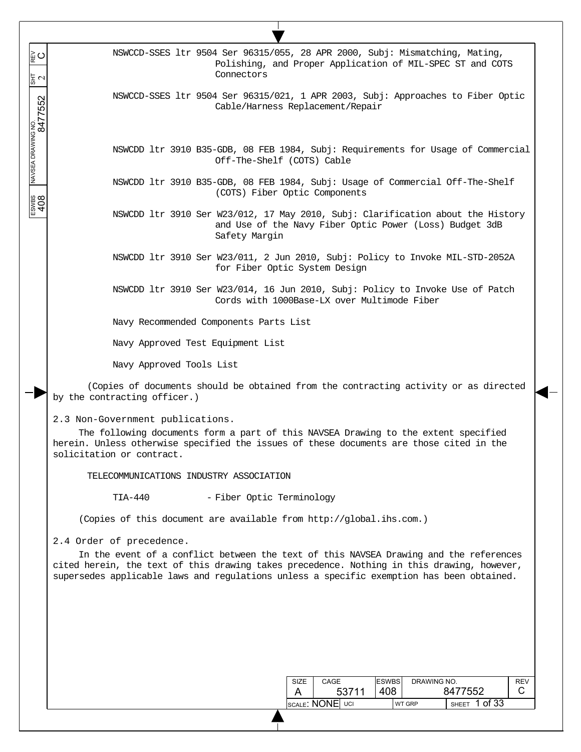NSWCCD-SSES ltr 9504 Ser 96315/055, 28 APR 2000, Subj: Mismatching, Mating, Polishing, and Proper Application of MIL-SPEC ST and COTS Connectors

NSWCCD-SSES ltr 9504 Ser 96315/021, 1 APR 2003, Subj: Approaches to Fiber Optic Cable/Harness Replacement/Repair

NSWCDD ltr 3910 B35-GDB, 08 FEB 1984, Subj: Requirements for Usage of Commercial Off-The-Shelf (COTS) Cable

NSWCDD ltr 3910 B35-GDB, 08 FEB 1984, Subj: Usage of Commercial Off-The-Shelf (COTS) Fiber Optic Components

NSWCDD ltr 3910 Ser W23/012, 17 May 2010, Subj: Clarification about the History and Use of the Navy Fiber Optic Power (Loss) Budget 3dB Safety Margin

NSWCDD ltr 3910 Ser W23/011, 2 Jun 2010, Subj: Policy to Invoke MIL-STD-2052A for Fiber Optic System Design

NSWCDD ltr 3910 Ser W23/014, 16 Jun 2010, Subj: Policy to Invoke Use of Patch Cords with 1000Base-LX over Multimode Fiber

Navy Recommended Components Parts List

Navy Approved Test Equipment List

Navy Approved Tools List

(Copies of documents should be obtained from the contracting activity or as directed by the contracting officer.)

2.3 Non-Government publications.

The following documents form a part of this NAVSEA Drawing to the extent specified herein. Unless otherwise specified the issues of these documents are those cited in the solicitation or contract.

TELECOMMUNICATIONS INDUSTRY ASSOCIATION

TIA-440 - Fiber Optic Terminology

(Copies of this document are available from http://global.ihs.com.)

2.4 Order of precedence.

In the event of a conflict between the text of this NAVSEA Drawing and the references cited herein, the text of this drawing takes precedence. Nothing in this drawing, however, supersedes applicable laws and regulations unless a specific exemption has been obtained.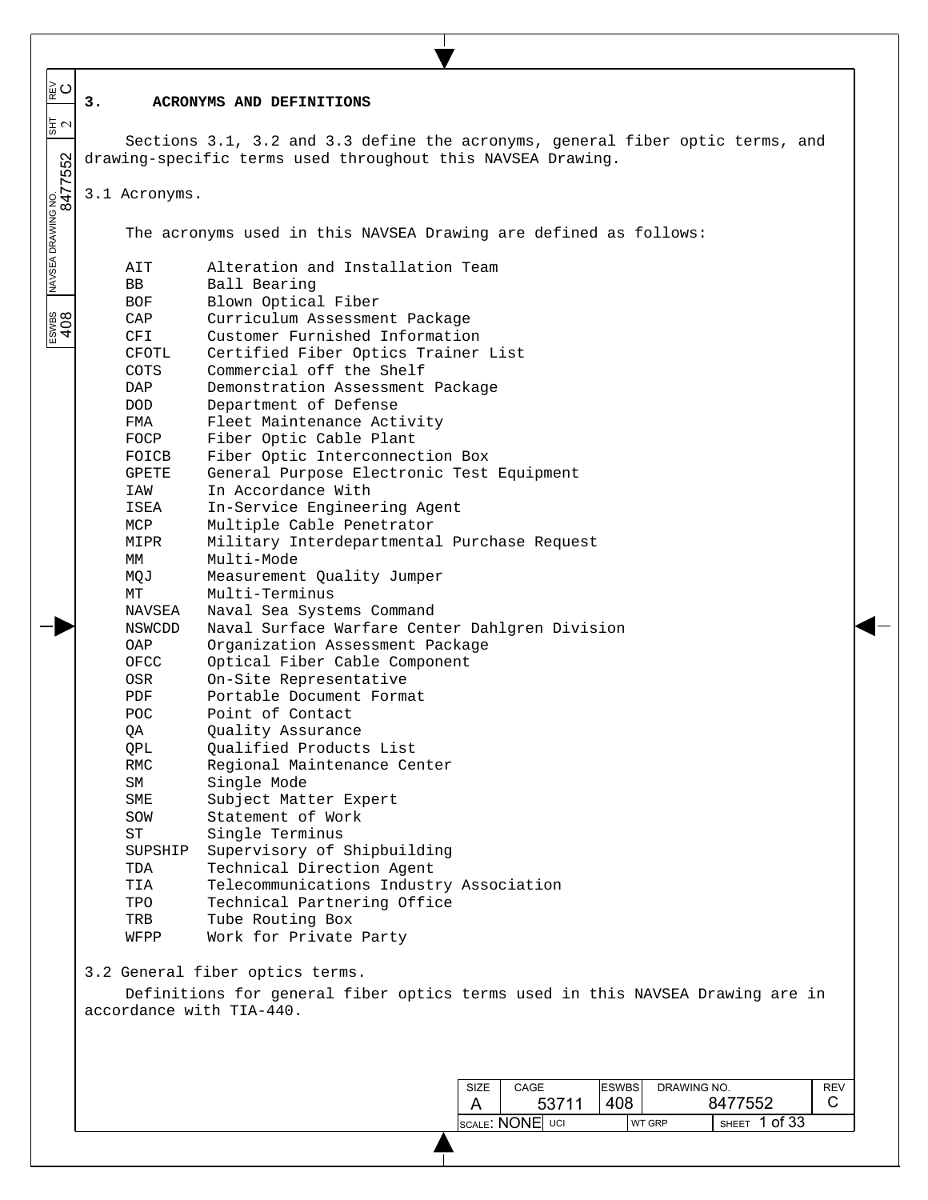## 3. ACRONYMS AND DEFINITIONS

Sections 3.1, 3.2 and 3.3 define the acronyms, general fiber optic terms, and drawing-specific terms used throughout this NAVSEA Drawing.

### 3.1 Acronyms.

The acronyms used in this NAVSEA Drawing are defined as follows:

| | |
|---|---|
| AIT | Alteration and Installation Team |
| BB | Ball Bearing |
| BOF | Blown Optical Fiber |
| CAP | Curriculum Assessment Package |
| CFI | Customer Furnished Information |
| CFOTL | Certified Fiber Optics Trainer List |
| COTS | Commercial off the Shelf |
| DAP | Demonstration Assessment Package |
| DOD | Department of Defense |
| FMA | Fleet Maintenance Activity |
| FOCP | Fiber Optic Cable Plant |
| FOICB | Fiber Optic Interconnection Box |
| GPETE | General Purpose Electronic Test Equipment |
| IAW | In Accordance With |
| ISEA | In-Service Engineering Agent |
| MCP | Multiple Cable Penetrator |
| MIPR | Military Interdepartmental Purchase Request |
| MM | Multi-Mode |
| MQJ | Measurement Quality Jumper |
| MT | Multi-Terminus |
| NAVSEA | Naval Sea Systems Command |
| NSWCDD | Naval Surface Warfare Center Dahlgren Division |
| OAP | Organization Assessment Package |
| OFCC | Optical Fiber Cable Component |
| OSR | On-Site Representative |
| PDF | Portable Document Format |
| POC | Point of Contact |
| QA | Quality Assurance |
| QPL | Qualified Products List |
| RMC | Regional Maintenance Center |
| SM | Single Mode |
| SME | Subject Matter Expert |
| SOW | Statement of Work |
| ST | Single Terminus |
| SUPSHIP | Supervisory of Shipbuilding |
| TDA | Technical Direction Agent |
| TIA | Telecommunications Industry Association |
| TPO | Technical Partnering Office |
| TRB | Tube Routing Box |
| WFPP | Work for Private Party |

### 3.2 General fiber optics terms.

Definitions for general fiber optics terms used in this NAVSEA Drawing are in accordance with TIA-440.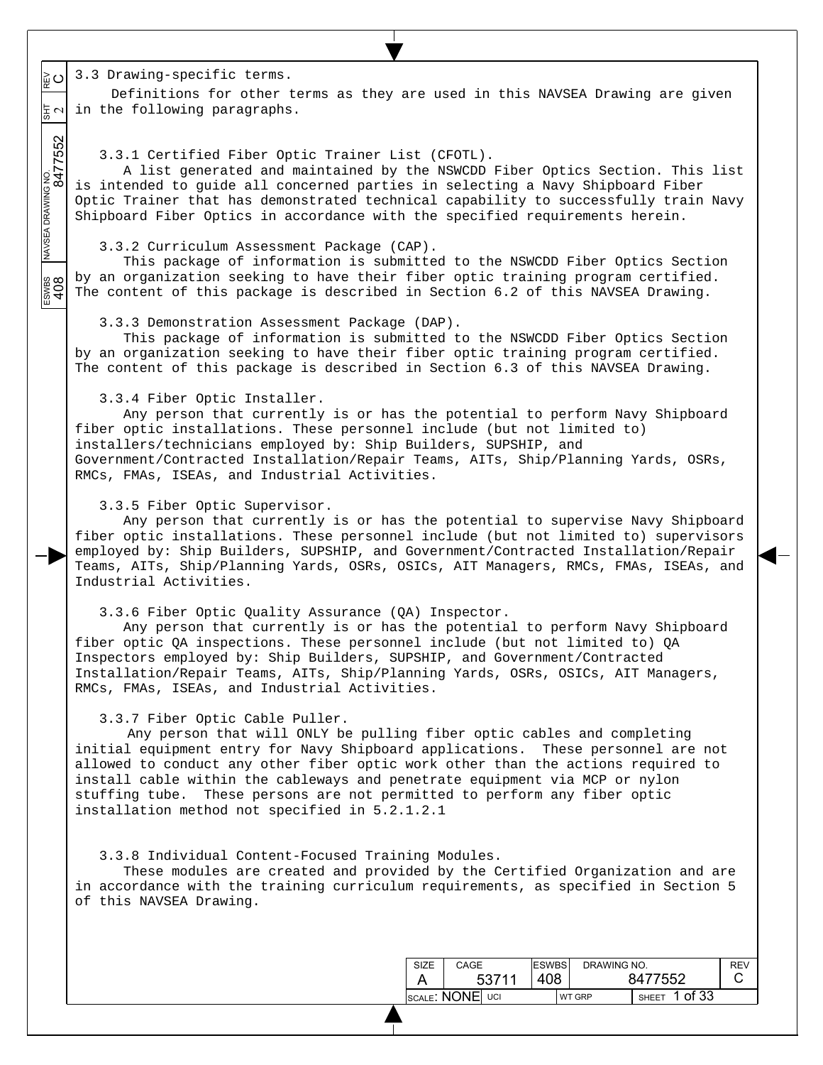## 3.3 Drawing-specific terms.

Definitions for other terms as they are used in this NAVSEA Drawing are given in the following paragraphs.

### 3.3.1 Certified Fiber Optic Trainer List (CFOTL).

A list generated and maintained by the NSWCDD Fiber Optics Section. This list is intended to guide all concerned parties in selecting a Navy Shipboard Fiber Optic Trainer that has demonstrated technical capability to successfully train Navy Shipboard Fiber Optics in accordance with the specified requirements herein.

### 3.3.2 Curriculum Assessment Package (CAP).

This package of information is submitted to the NSWCDD Fiber Optics Section by an organization seeking to have their fiber optic training program certified. The content of this package is described in Section 6.2 of this NAVSEA Drawing.

### 3.3.3 Demonstration Assessment Package (DAP).

This package of information is submitted to the NSWCDD Fiber Optics Section by an organization seeking to have their fiber optic training program certified. The content of this package is described in Section 6.3 of this NAVSEA Drawing.

### 3.3.4 Fiber Optic Installer.

Any person that currently is or has the potential to perform Navy Shipboard fiber optic installations. These personnel include (but not limited to) installers/technicians employed by: Ship Builders, SUPSHIP, and Government/Contracted Installation/Repair Teams, AITs, Ship/Planning Yards, OSRs, RMCs, FMAs, ISEAs, and Industrial Activities.

### 3.3.5 Fiber Optic Supervisor.

Any person that currently is or has the potential to supervise Navy Shipboard fiber optic installations. These personnel include (but not limited to) supervisors employed by: Ship Builders, SUPSHIP, and Government/Contracted Installation/Repair Teams, AITs, Ship/Planning Yards, OSRs, OSICs, AIT Managers, RMCs, FMAs, ISEAs, and Industrial Activities.

### 3.3.6 Fiber Optic Quality Assurance (QA) Inspector.

Any person that currently is or has the potential to perform Navy Shipboard fiber optic QA inspections. These personnel include (but not limited to) QA Inspectors employed by: Ship Builders, SUPSHIP, and Government/Contracted Installation/Repair Teams, AITs, Ship/Planning Yards, OSRs, OSICs, AIT Managers, RMCs, FMAs, ISEAs, and Industrial Activities.

### 3.3.7 Fiber Optic Cable Puller.

Any person that will ONLY be pulling fiber optic cables and completing initial equipment entry for Navy Shipboard applications. These personnel are not allowed to conduct any other fiber optic work other than the actions required to install cable within the cableways and penetrate equipment via MCP or nylon stuffing tube. These persons are not permitted to perform any fiber optic installation method not specified in 5.2.1.2.1

### 3.3.8 Individual Content-Focused Training Modules.

These modules are created and provided by the Certified Organization and are in accordance with the training curriculum requirements, as specified in Section 5 of this NAVSEA Drawing.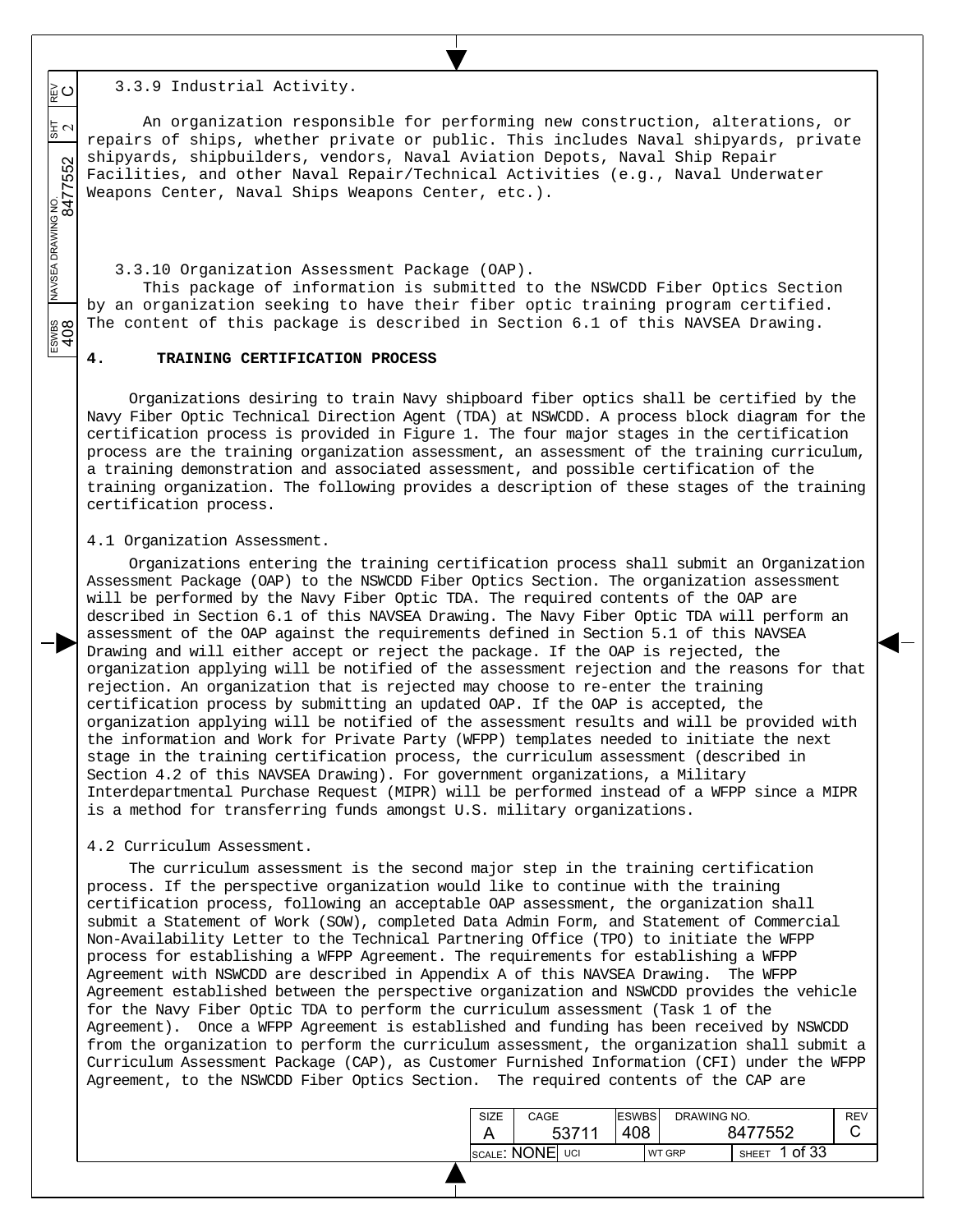3.3.9 Industrial Activity.

An organization responsible for performing new construction, alterations, or repairs of ships, whether private or public. This includes Naval shipyards, private shipyards, shipbuilders, vendors, Naval Aviation Depots, Naval Ship Repair Facilities, and other Naval Repair/Technical Activities (e.g., Naval Underwater Weapons Center, Naval Ships Weapons Center, etc.).

3.3.10 Organization Assessment Package (OAP).

This package of information is submitted to the NSWCDD Fiber Optics Section by an organization seeking to have their fiber optic training program certified. The content of this package is described in Section 6.1 of this NAVSEA Drawing.

## 4. TRAINING CERTIFICATION PROCESS

Organizations desiring to train Navy shipboard fiber optics shall be certified by the Navy Fiber Optic Technical Direction Agent (TDA) at NSWCDD. A process block diagram for the certification process is provided in Figure 1. The four major stages in the certification process are the training organization assessment, an assessment of the training curriculum, a training demonstration and associated assessment, and possible certification of the training organization. The following provides a description of these stages of the training certification process.

4.1 Organization Assessment.

Organizations entering the training certification process shall submit an Organization Assessment Package (OAP) to the NSWCDD Fiber Optics Section. The organization assessment will be performed by the Navy Fiber Optic TDA. The required contents of the OAP are described in Section 6.1 of this NAVSEA Drawing. The Navy Fiber Optic TDA will perform an assessment of the OAP against the requirements defined in Section 5.1 of this NAVSEA Drawing and will either accept or reject the package. If the OAP is rejected, the organization applying will be notified of the assessment rejection and the reasons for that rejection. An organization that is rejected may choose to re-enter the training certification process by submitting an updated OAP. If the OAP is accepted, the organization applying will be notified of the assessment results and will be provided with the information and Work for Private Party (WFPP) templates needed to initiate the next stage in the training certification process, the curriculum assessment (described in Section 4.2 of this NAVSEA Drawing). For government organizations, a Military Interdepartmental Purchase Request (MIPR) will be performed instead of a WFPP since a MIPR is a method for transferring funds amongst U.S. military organizations.

4.2 Curriculum Assessment.

The curriculum assessment is the second major step in the training certification process. If the perspective organization would like to continue with the training certification process, following an acceptable OAP assessment, the organization shall submit a Statement of Work (SOW), completed Data Admin Form, and Statement of Commercial Non-Availability Letter to the Technical Partnering Office (TPO) to initiate the WFPP process for establishing a WFPP Agreement. The requirements for establishing a WFPP Agreement with NSWCDD are described in Appendix A of this NAVSEA Drawing. The WFPP Agreement established between the perspective organization and NSWCDD provides the vehicle for the Navy Fiber Optic TDA to perform the curriculum assessment (Task 1 of the Agreement). Once a WFPP Agreement is established and funding has been received by NSWCDD from the organization to perform the curriculum assessment, the organization shall submit a Curriculum Assessment Package (CAP), as Customer Furnished Information (CFI) under the WFPP Agreement, to the NSWCDD Fiber Optics Section. The required contents of the CAP are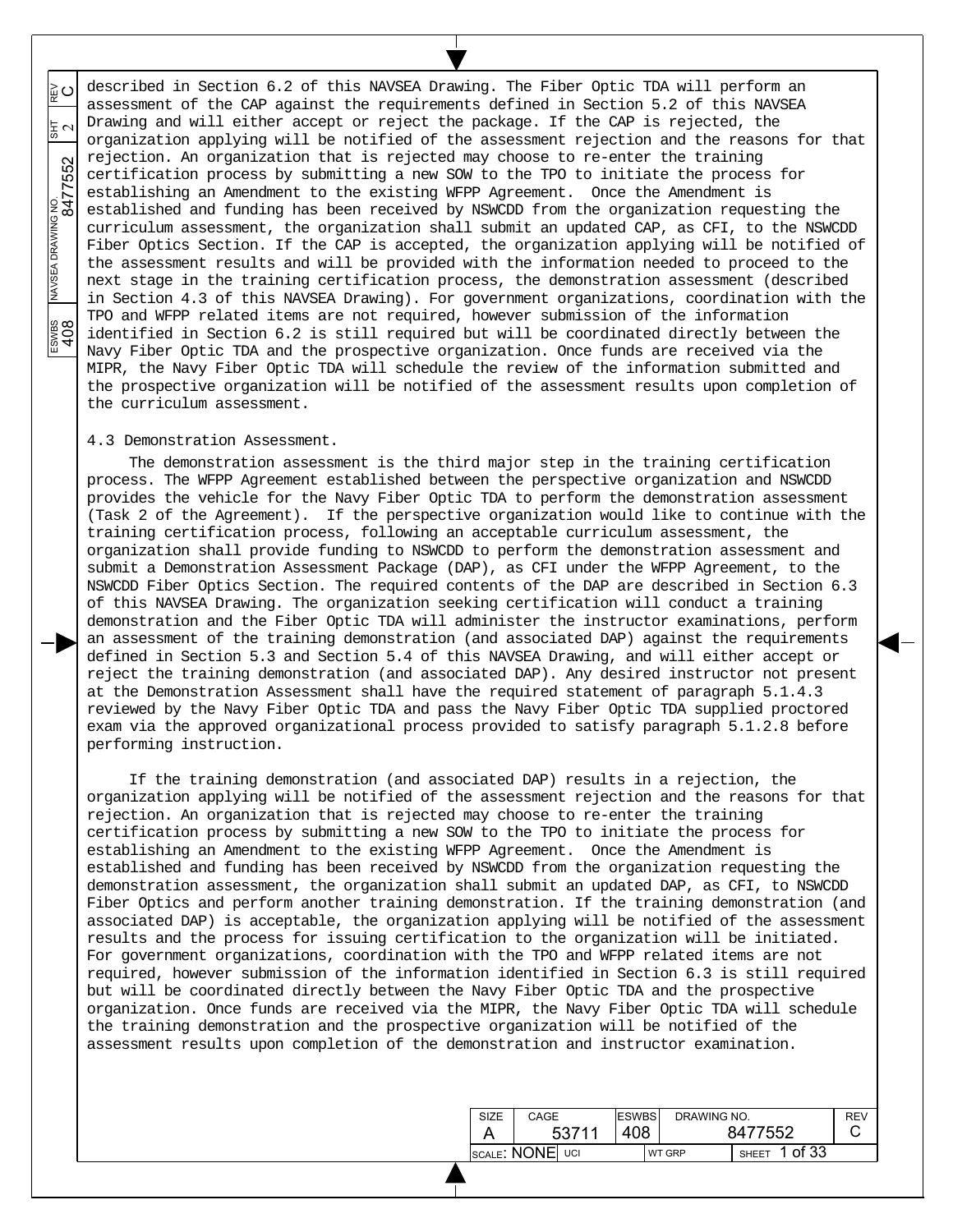described in Section 6.2 of this NAVSEA Drawing. The Fiber Optic TDA will perform an assessment of the CAP against the requirements defined in Section 5.2 of this NAVSEA Drawing and will either accept or reject the package. If the CAP is rejected, the organization applying will be notified of the assessment rejection and the reasons for that rejection. An organization that is rejected may choose to re-enter the training certification process by submitting a new SOW to the TPO to initiate the process for establishing an Amendment to the existing WFPP Agreement. Once the Amendment is established and funding has been received by NSWCDD from the organization requesting the curriculum assessment, the organization shall submit an updated CAP, as CFI, to the NSWCDD Fiber Optics Section. If the CAP is accepted, the organization applying will be notified of the assessment results and will be provided with the information needed to proceed to the next stage in the training certification process, the demonstration assessment (described in Section 4.3 of this NAVSEA Drawing). For government organizations, coordination with the TPO and WFPP related items are not required, however submission of the information identified in Section 6.2 is still required but will be coordinated directly between the Navy Fiber Optic TDA and the prospective organization. Once funds are received via the MIPR, the Navy Fiber Optic TDA will schedule the review of the information submitted and the prospective organization will be notified of the assessment results upon completion of the curriculum assessment.

4.3 Demonstration Assessment.

The demonstration assessment is the third major step in the training certification process. The WFPP Agreement established between the perspective organization and NSWCDD provides the vehicle for the Navy Fiber Optic TDA to perform the demonstration assessment (Task 2 of the Agreement). If the perspective organization would like to continue with the training certification process, following an acceptable curriculum assessment, the organization shall provide funding to NSWCDD to perform the demonstration assessment and submit a Demonstration Assessment Package (DAP), as CFI under the WFPP Agreement, to the NSWCDD Fiber Optics Section. The required contents of the DAP are described in Section 6.3 of this NAVSEA Drawing. The organization seeking certification will conduct a training demonstration and the Fiber Optic TDA will administer the instructor examinations, perform an assessment of the training demonstration (and associated DAP) against the requirements defined in Section 5.3 and Section 5.4 of this NAVSEA Drawing, and will either accept or reject the training demonstration (and associated DAP). Any desired instructor not present at the Demonstration Assessment shall have the required statement of paragraph 5.1.4.3 reviewed by the Navy Fiber Optic TDA and pass the Navy Fiber Optic TDA supplied proctored exam via the approved organizational process provided to satisfy paragraph 5.1.2.8 before performing instruction.

If the training demonstration (and associated DAP) results in a rejection, the organization applying will be notified of the assessment rejection and the reasons for that rejection. An organization that is rejected may choose to re-enter the training certification process by submitting a new SOW to the TPO to initiate the process for establishing an Amendment to the existing WFPP Agreement. Once the Amendment is established and funding has been received by NSWCDD from the organization requesting the demonstration assessment, the organization shall submit an updated DAP, as CFI, to NSWCDD Fiber Optics and perform another training demonstration. If the training demonstration (and associated DAP) is acceptable, the organization applying will be notified of the assessment results and the process for issuing certification to the organization will be initiated. For government organizations, coordination with the TPO and WFPP related items are not required, however submission of the information identified in Section 6.3 is still required but will be coordinated directly between the Navy Fiber Optic TDA and the prospective organization. Once funds are received via the MIPR, the Navy Fiber Optic TDA will schedule the training demonstration and the prospective organization will be notified of the assessment results upon completion of the demonstration and instructor examination.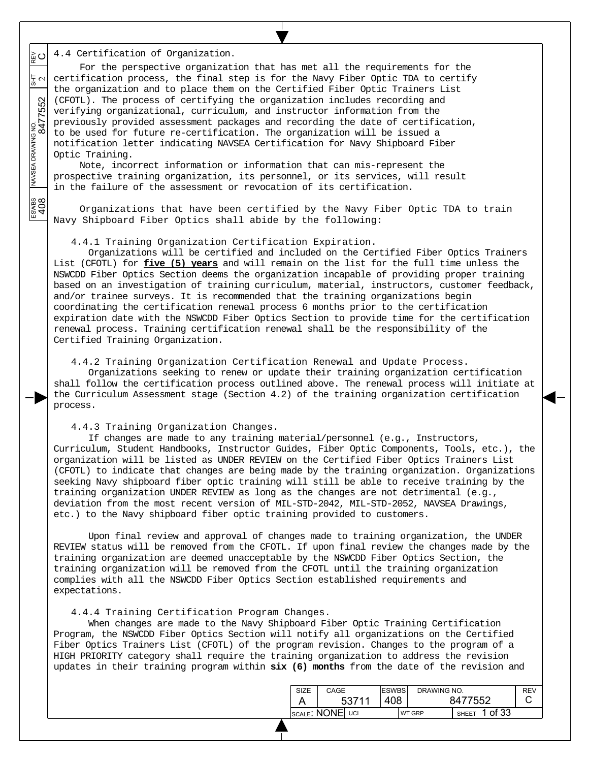## 4.4 Certification of Organization.

For the perspective organization that has met all the requirements for the certification process, the final step is for the Navy Fiber Optic TDA to certify the organization and to place them on the Certified Fiber Optic Trainers List (CFOTL). The process of certifying the organization includes recording and verifying organizational, curriculum, and instructor information from the previously provided assessment packages and recording the date of certification, to be used for future re-certification. The organization will be issued a notification letter indicating NAVSEA Certification for Navy Shipboard Fiber Optic Training.

Note, incorrect information or information that can mis-represent the prospective training organization, its personnel, or its services, will result in the failure of the assessment or revocation of its certification.

Organizations that have been certified by the Navy Fiber Optic TDA to train Navy Shipboard Fiber Optics shall abide by the following:

### 4.4.1 Training Organization Certification Expiration.

Organizations will be certified and included on the Certified Fiber Optics Trainers List (CFOTL) for **five (5) years** and will remain on the list for the full time unless the NSWCDD Fiber Optics Section deems the organization incapable of providing proper training based on an investigation of training curriculum, material, instructors, customer feedback, and/or trainee surveys. It is recommended that the training organizations begin coordinating the certification renewal process 6 months prior to the certification expiration date with the NSWCDD Fiber Optics Section to provide time for the certification renewal process. Training certification renewal shall be the responsibility of the Certified Training Organization.

### 4.4.2 Training Organization Certification Renewal and Update Process.

Organizations seeking to renew or update their training organization certification shall follow the certification process outlined above. The renewal process will initiate at the Curriculum Assessment stage (Section 4.2) of the training organization certification process.

### 4.4.3 Training Organization Changes.

If changes are made to any training material/personnel (e.g., Instructors, Curriculum, Student Handbooks, Instructor Guides, Fiber Optic Components, Tools, etc.), the organization will be listed as UNDER REVIEW on the Certified Fiber Optics Trainers List (CFOTL) to indicate that changes are being made by the training organization. Organizations seeking Navy shipboard fiber optic training will still be able to receive training by the training organization UNDER REVIEW as long as the changes are not detrimental (e.g., deviation from the most recent version of MIL-STD-2042, MIL-STD-2052, NAVSEA Drawings, etc.) to the Navy shipboard fiber optic training provided to customers.

Upon final review and approval of changes made to training organization, the UNDER REVIEW status will be removed from the CFOTL. If upon final review the changes made by the training organization are deemed unacceptable by the NSWCDD Fiber Optics Section, the training organization will be removed from the CFOTL until the training organization complies with all the NSWCDD Fiber Optics Section established requirements and expectations.

### 4.4.4 Training Certification Program Changes.

When changes are made to the Navy Shipboard Fiber Optic Training Certification Program, the NSWCDD Fiber Optics Section will notify all organizations on the Certified Fiber Optics Trainers List (CFOTL) of the program revision. Changes to the program of a HIGH PRIORITY category shall require the training organization to address the revision updates in their training program within **six (6) months** from the date of the revision and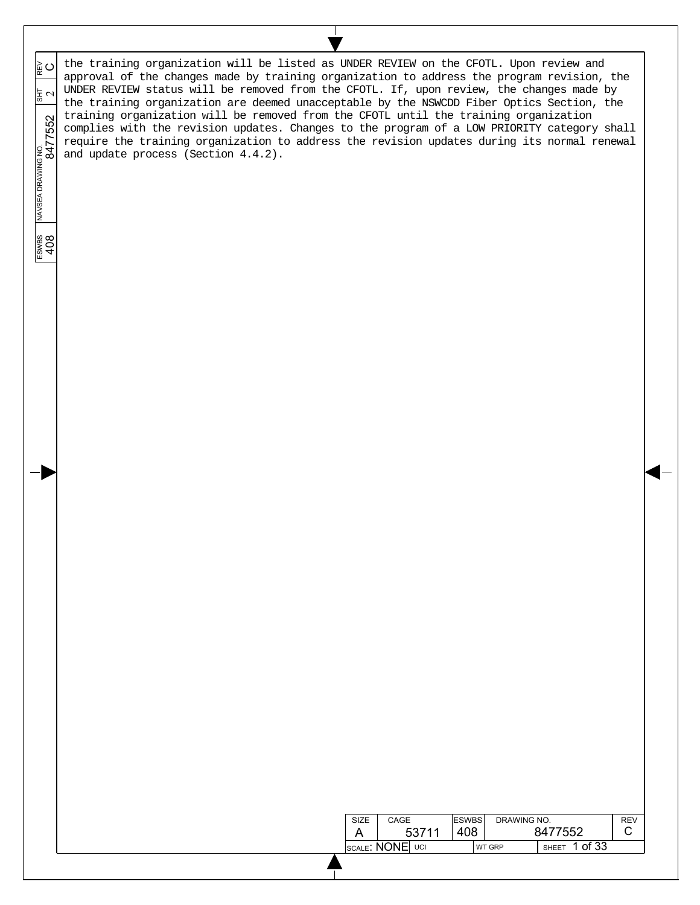the training organization will be listed as UNDER REVIEW on the CFOTL. Upon review and approval of the changes made by training organization to address the program revision, the UNDER REVIEW status will be removed from the CFOTL. If, upon review, the changes made by the training organization are deemed unacceptable by the NSWCDD Fiber Optics Section, the training organization will be removed from the CFOTL until the training organization complies with the revision updates. Changes to the program of a LOW PRIORITY category shall require the training organization to address the revision updates during its normal renewal and update process (Section 4.4.2).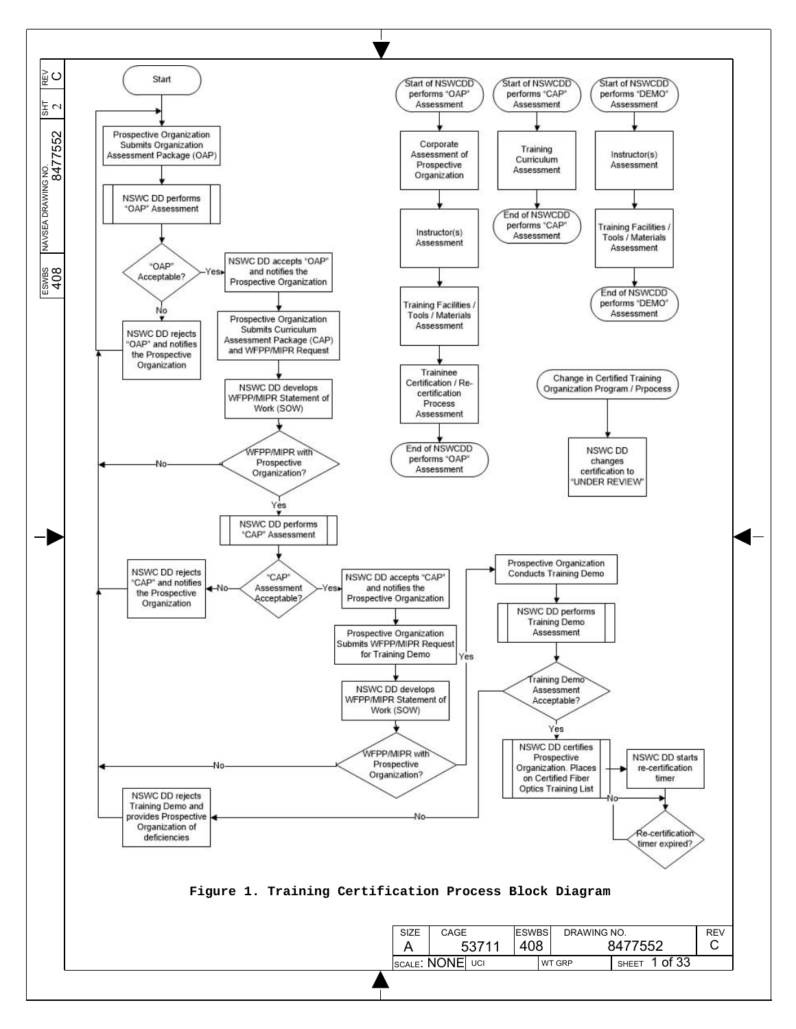Start

Prospective Organization Submits Organization Assessment Package (OAP)

NSWC DD performs "OAP" Assessment

"OAP" Acceptable?

Yes → NSWC DD accepts "OAP" and notifies the Prospective Organization

No → NSWC DD rejects "OAP" and notifies the Prospective Organization

Prospective Organization Submits Curriculum Assessment Package (CAP) and WFPP/MIPR Request

NSWC DD develops WFPP/MIPR Statement of Work (SOW)

WFPP/MIPR with Prospective Organization?

No

Yes

NSWC DD performs "CAP" Assessment

"CAP" Assessment Acceptable?

Yes → NSWC DD accepts "CAP" and notifies the Prospective Organization

No → NSWC DD rejects "CAP" and notifies the Prospective Organization

Prospective Organization Submits WFPP/MIPR Request for Training Demo

NSWC DD develops WFPP/MIPR Statement of Work (SOW)

WFPP/MIPR with Prospective Organization?

No

Yes

Prospective Organization Conducts Training Demo

NSWC DD performs Training Demo Assessment

Training Demo Assessment Acceptable?

Yes → NSWC DD certifies Prospective Organization. Places on Certified Fiber Optics Training List

No → NSWC DD rejects Training Demo and provides Prospective Organization of deficiencies

NSWC DD starts re-certification timer

Re-certification timer expired?

No

Start of NSWCDD performs "OAP" Assessment

Corporate Assessment of Prospective Organization

Instructor(s) Assessment

Training Facilities / Tools / Materials Assessment

Trainnee Certification / Re-certification Process Assessment

End of NSWCDD performs "OAP" Assessment

Start of NSWCDD performs "CAP" Assessment

Training Curriculum Assessment

End of NSWCDD performs "CAP" Assessment

Start of NSWCDD performs "DEMO" Assessment

Instructor(s) Assessment

Training Facilities / Tools / Materials Assessment

End of NSWCDD performs "DEMO" Assessment

Change in Certified Training Organization Program / Prpocess

NSWC DD changes certification to "UNDER REVIEW"

**Figure 1. Training Certification Process Block Diagram**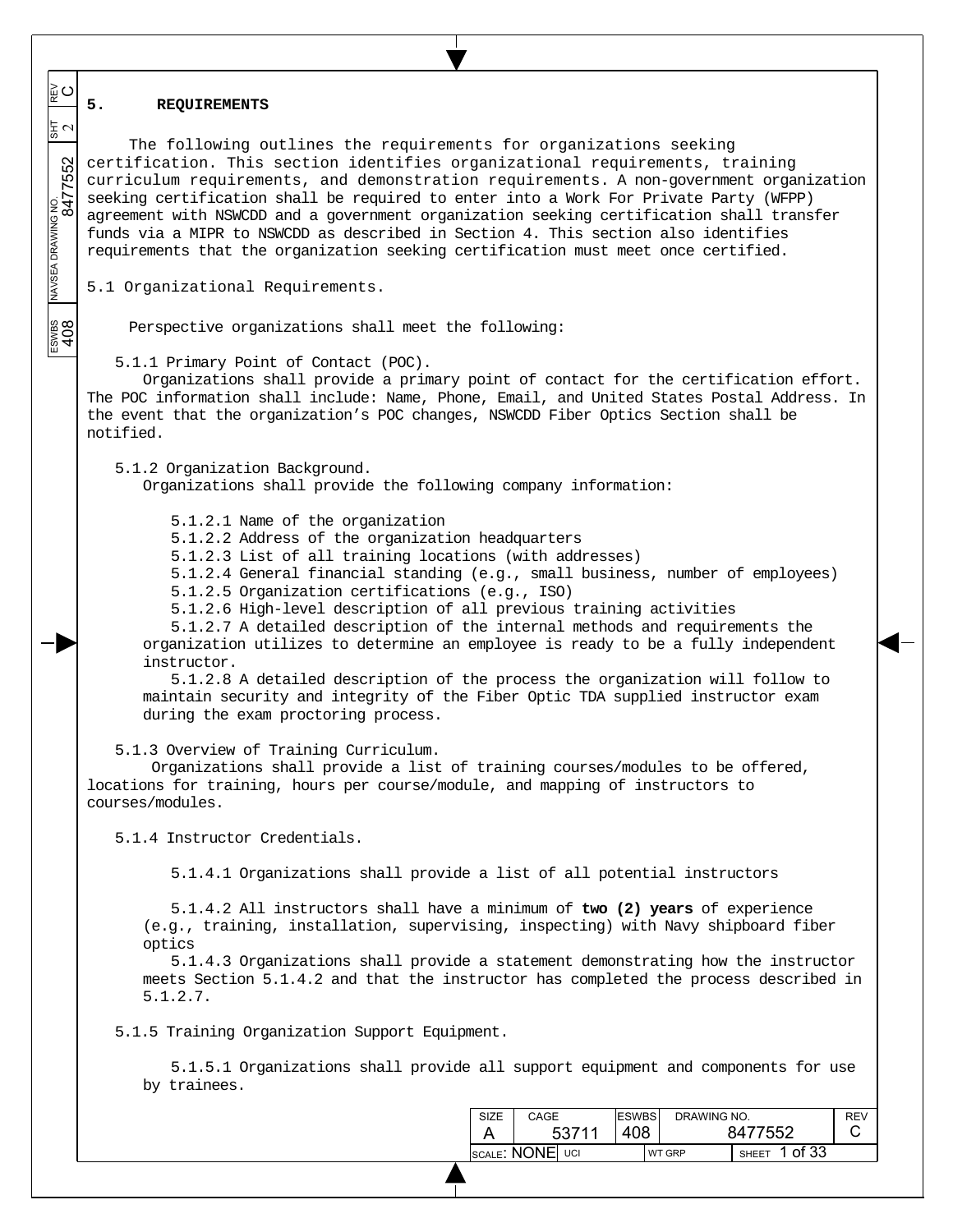## 5. REQUIREMENTS

The following outlines the requirements for organizations seeking certification. This section identifies organizational requirements, training curriculum requirements, and demonstration requirements. A non-government organization seeking certification shall be required to enter into a Work For Private Party (WFPP) agreement with NSWCDD and a government organization seeking certification shall transfer funds via a MIPR to NSWCDD as described in Section 4. This section also identifies requirements that the organization seeking certification must meet once certified.

### 5.1 Organizational Requirements.

Perspective organizations shall meet the following:

5.1.1 Primary Point of Contact (POC).

Organizations shall provide a primary point of contact for the certification effort. The POC information shall include: Name, Phone, Email, and United States Postal Address. In the event that the organization's POC changes, NSWCDD Fiber Optics Section shall be notified.

5.1.2 Organization Background.

Organizations shall provide the following company information:

5.1.2.1 Name of the organization

5.1.2.2 Address of the organization headquarters

5.1.2.3 List of all training locations (with addresses)

5.1.2.4 General financial standing (e.g., small business, number of employees)

5.1.2.5 Organization certifications (e.g., ISO)

5.1.2.6 High-level description of all previous training activities

5.1.2.7 A detailed description of the internal methods and requirements the organization utilizes to determine an employee is ready to be a fully independent instructor.

5.1.2.8 A detailed description of the process the organization will follow to maintain security and integrity of the Fiber Optic TDA supplied instructor exam during the exam proctoring process.

5.1.3 Overview of Training Curriculum.

Organizations shall provide a list of training courses/modules to be offered, locations for training, hours per course/module, and mapping of instructors to courses/modules.

5.1.4 Instructor Credentials.

5.1.4.1 Organizations shall provide a list of all potential instructors

5.1.4.2 All instructors shall have a minimum of **two (2) years** of experience (e.g., training, installation, supervising, inspecting) with Navy shipboard fiber optics

5.1.4.3 Organizations shall provide a statement demonstrating how the instructor meets Section 5.1.4.2 and that the instructor has completed the process described in 5.1.2.7.

5.1.5 Training Organization Support Equipment.

5.1.5.1 Organizations shall provide all support equipment and components for use by trainees.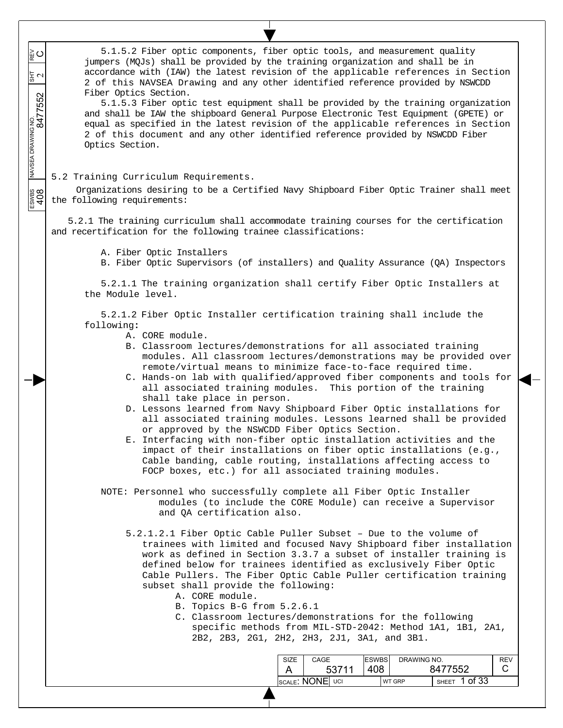5.1.5.2 Fiber optic components, fiber optic tools, and measurement quality jumpers (MQJs) shall be provided by the training organization and shall be in accordance with (IAW) the latest revision of the applicable references in Section 2 of this NAVSEA Drawing and any other identified reference provided by NSWCDD Fiber Optics Section.

5.1.5.3 Fiber optic test equipment shall be provided by the training organization and shall be IAW the shipboard General Purpose Electronic Test Equipment (GPETE) or equal as specified in the latest revision of the applicable references in Section 2 of this document and any other identified reference provided by NSWCDD Fiber Optics Section.

## 5.2 Training Curriculum Requirements.

Organizations desiring to be a Certified Navy Shipboard Fiber Optic Trainer shall meet the following requirements:

5.2.1 The training curriculum shall accommodate training courses for the certification and recertification for the following trainee classifications:

A. Fiber Optic Installers
B. Fiber Optic Supervisors (of installers) and Quality Assurance (QA) Inspectors

5.2.1.1 The training organization shall certify Fiber Optic Installers at the Module level.

5.2.1.2 Fiber Optic Installer certification training shall include the following:

A. CORE module.
B. Classroom lectures/demonstrations for all associated training modules. All classroom lectures/demonstrations may be provided over remote/virtual means to minimize face-to-face required time.
C. Hands-on lab with qualified/approved fiber components and tools for all associated training modules. This portion of the training shall take place in person.
D. Lessons learned from Navy Shipboard Fiber Optic installations for all associated training modules. Lessons learned shall be provided or approved by the NSWCDD Fiber Optics Section.
E. Interfacing with non-fiber optic installation activities and the impact of their installations on fiber optic installations (e.g., Cable banding, cable routing, installations affecting access to FOCP boxes, etc.) for all associated training modules.

NOTE: Personnel who successfully complete all Fiber Optic Installer modules (to include the CORE Module) can receive a Supervisor and QA certification also.

5.2.1.2.1 Fiber Optic Cable Puller Subset – Due to the volume of trainees with limited and focused Navy Shipboard fiber installation work as defined in Section 3.3.7 a subset of installer training is defined below for trainees identified as exclusively Fiber Optic Cable Pullers. The Fiber Optic Cable Puller certification training subset shall provide the following:

A. CORE module.
B. Topics B-G from 5.2.6.1
C. Classroom lectures/demonstrations for the following specific methods from MIL-STD-2042: Method 1A1, 1B1, 2A1, 2B2, 2B3, 2G1, 2H2, 2H3, 2J1, 3A1, and 3B1.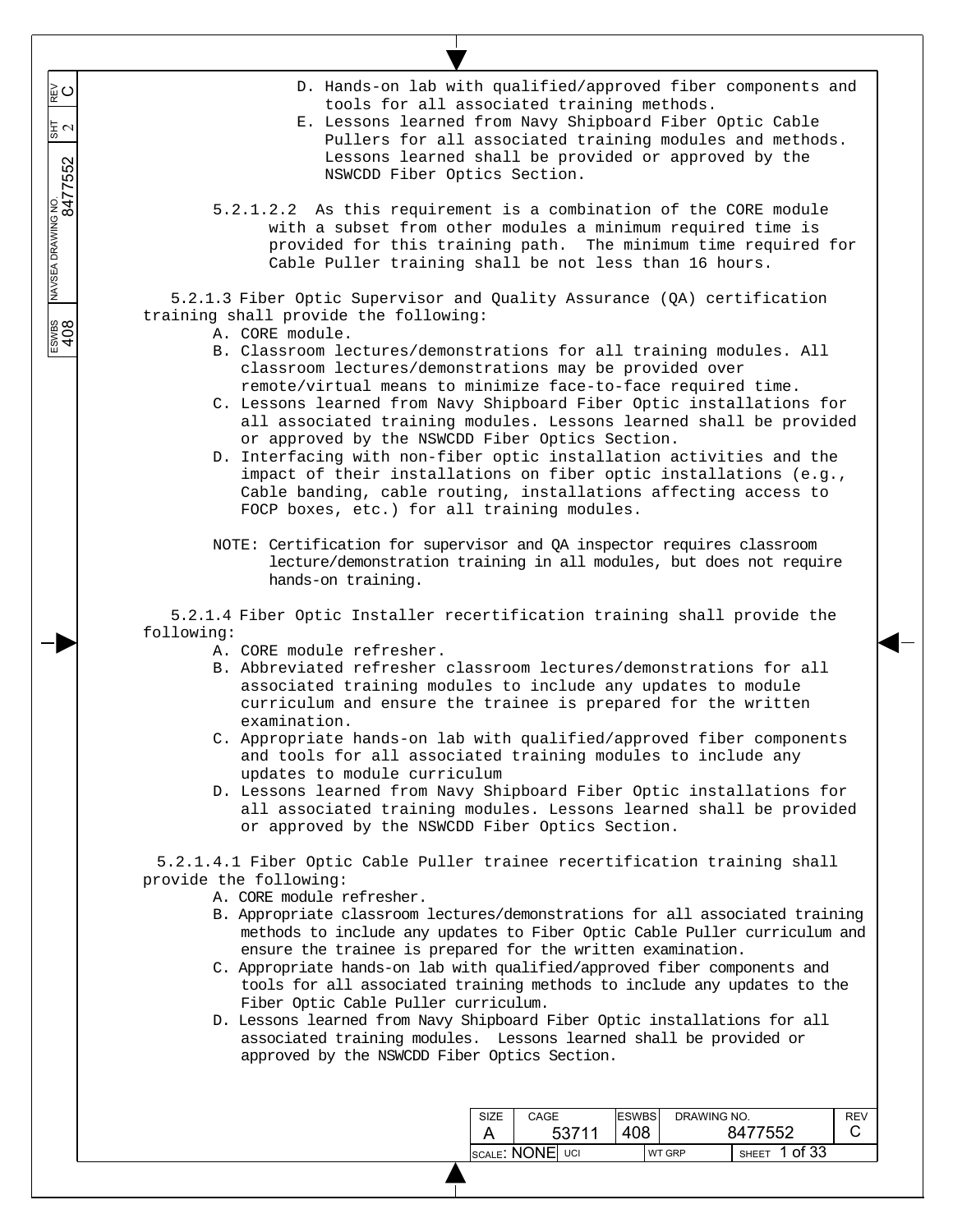D. Hands-on lab with qualified/approved fiber components and tools for all associated training methods.
E. Lessons learned from Navy Shipboard Fiber Optic Cable Pullers for all associated training modules and methods. Lessons learned shall be provided or approved by the NSWCDD Fiber Optics Section.

5.2.1.2.2 As this requirement is a combination of the CORE module with a subset from other modules a minimum required time is provided for this training path. The minimum time required for Cable Puller training shall be not less than 16 hours.

5.2.1.3 Fiber Optic Supervisor and Quality Assurance (QA) certification training shall provide the following:

A. CORE module.
B. Classroom lectures/demonstrations for all training modules. All classroom lectures/demonstrations may be provided over remote/virtual means to minimize face-to-face required time.
C. Lessons learned from Navy Shipboard Fiber Optic installations for all associated training modules. Lessons learned shall be provided or approved by the NSWCDD Fiber Optics Section.
D. Interfacing with non-fiber optic installation activities and the impact of their installations on fiber optic installations (e.g., Cable banding, cable routing, installations affecting access to FOCP boxes, etc.) for all training modules.

NOTE: Certification for supervisor and QA inspector requires classroom lecture/demonstration training in all modules, but does not require hands-on training.

5.2.1.4 Fiber Optic Installer recertification training shall provide the following:

A. CORE module refresher.
B. Abbreviated refresher classroom lectures/demonstrations for all associated training modules to include any updates to module curriculum and ensure the trainee is prepared for the written examination.
C. Appropriate hands-on lab with qualified/approved fiber components and tools for all associated training modules to include any updates to module curriculum
D. Lessons learned from Navy Shipboard Fiber Optic installations for all associated training modules. Lessons learned shall be provided or approved by the NSWCDD Fiber Optics Section.

5.2.1.4.1 Fiber Optic Cable Puller trainee recertification training shall provide the following:

A. CORE module refresher.
B. Appropriate classroom lectures/demonstrations for all associated training methods to include any updates to Fiber Optic Cable Puller curriculum and ensure the trainee is prepared for the written examination.
C. Appropriate hands-on lab with qualified/approved fiber components and tools for all associated training methods to include any updates to the Fiber Optic Cable Puller curriculum.
D. Lessons learned from Navy Shipboard Fiber Optic installations for all associated training modules. Lessons learned shall be provided or approved by the NSWCDD Fiber Optics Section.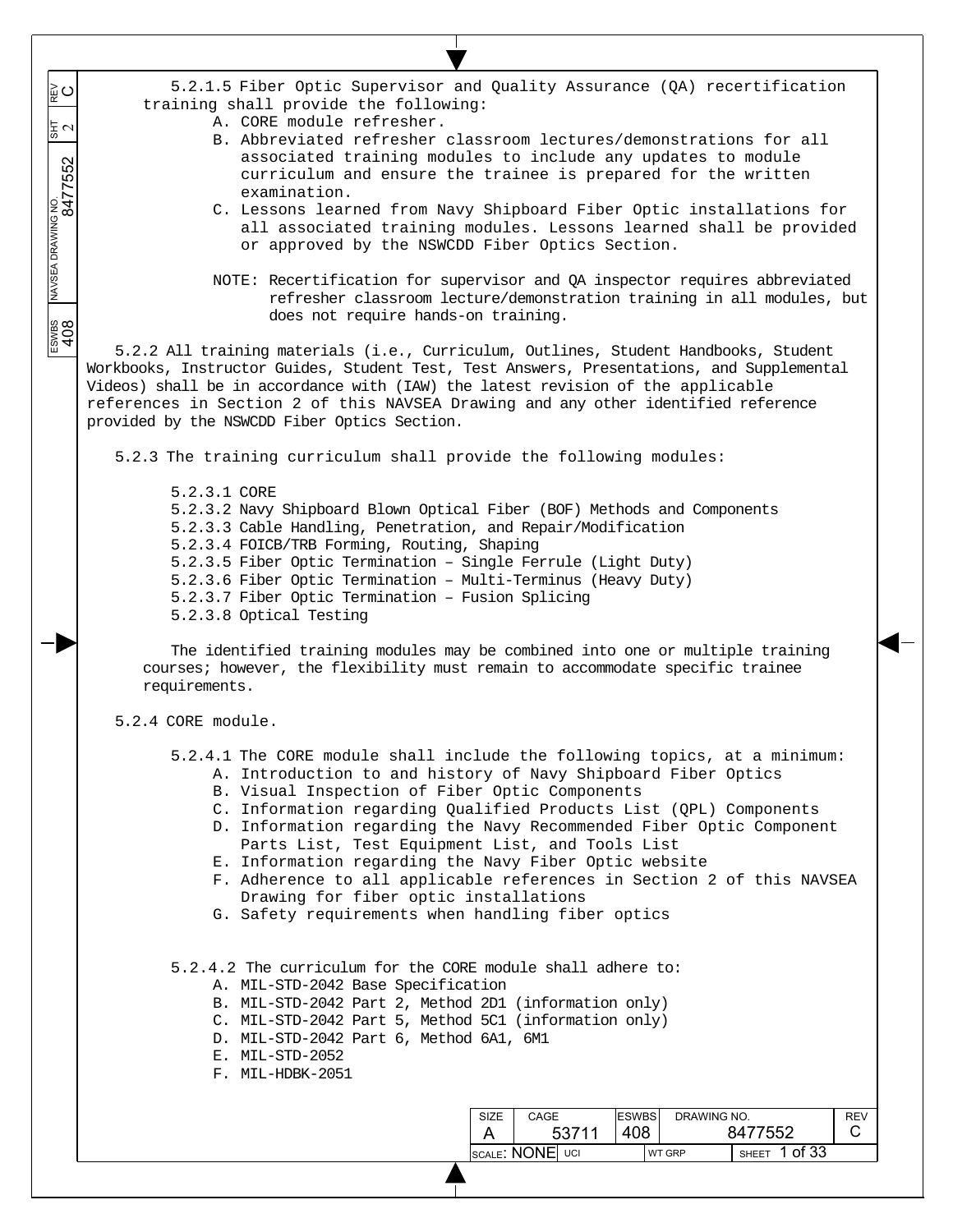5.2.1.5 Fiber Optic Supervisor and Quality Assurance (QA) recertification training shall provide the following:

A. CORE module refresher.
B. Abbreviated refresher classroom lectures/demonstrations for all associated training modules to include any updates to module curriculum and ensure the trainee is prepared for the written examination.
C. Lessons learned from Navy Shipboard Fiber Optic installations for all associated training modules. Lessons learned shall be provided or approved by the NSWCDD Fiber Optics Section.

NOTE: Recertification for supervisor and QA inspector requires abbreviated refresher classroom lecture/demonstration training in all modules, but does not require hands-on training.

5.2.2 All training materials (i.e., Curriculum, Outlines, Student Handbooks, Student Workbooks, Instructor Guides, Student Test, Test Answers, Presentations, and Supplemental Videos) shall be in accordance with (IAW) the latest revision of the applicable references in Section 2 of this NAVSEA Drawing and any other identified reference provided by the NSWCDD Fiber Optics Section.

5.2.3 The training curriculum shall provide the following modules:

5.2.3.1 CORE
5.2.3.2 Navy Shipboard Blown Optical Fiber (BOF) Methods and Components
5.2.3.3 Cable Handling, Penetration, and Repair/Modification
5.2.3.4 FOICB/TRB Forming, Routing, Shaping
5.2.3.5 Fiber Optic Termination – Single Ferrule (Light Duty)
5.2.3.6 Fiber Optic Termination – Multi-Terminus (Heavy Duty)
5.2.3.7 Fiber Optic Termination – Fusion Splicing
5.2.3.8 Optical Testing

The identified training modules may be combined into one or multiple training courses; however, the flexibility must remain to accommodate specific trainee requirements.

5.2.4 CORE module.

5.2.4.1 The CORE module shall include the following topics, at a minimum:

A. Introduction to and history of Navy Shipboard Fiber Optics
B. Visual Inspection of Fiber Optic Components
C. Information regarding Qualified Products List (QPL) Components
D. Information regarding the Navy Recommended Fiber Optic Component Parts List, Test Equipment List, and Tools List
E. Information regarding the Navy Fiber Optic website
F. Adherence to all applicable references in Section 2 of this NAVSEA Drawing for fiber optic installations
G. Safety requirements when handling fiber optics

5.2.4.2 The curriculum for the CORE module shall adhere to:

A. MIL-STD-2042 Base Specification
B. MIL-STD-2042 Part 2, Method 2D1 (information only)
C. MIL-STD-2042 Part 5, Method 5C1 (information only)
D. MIL-STD-2042 Part 6, Method 6A1, 6M1
E. MIL-STD-2052
F. MIL-HDBK-2051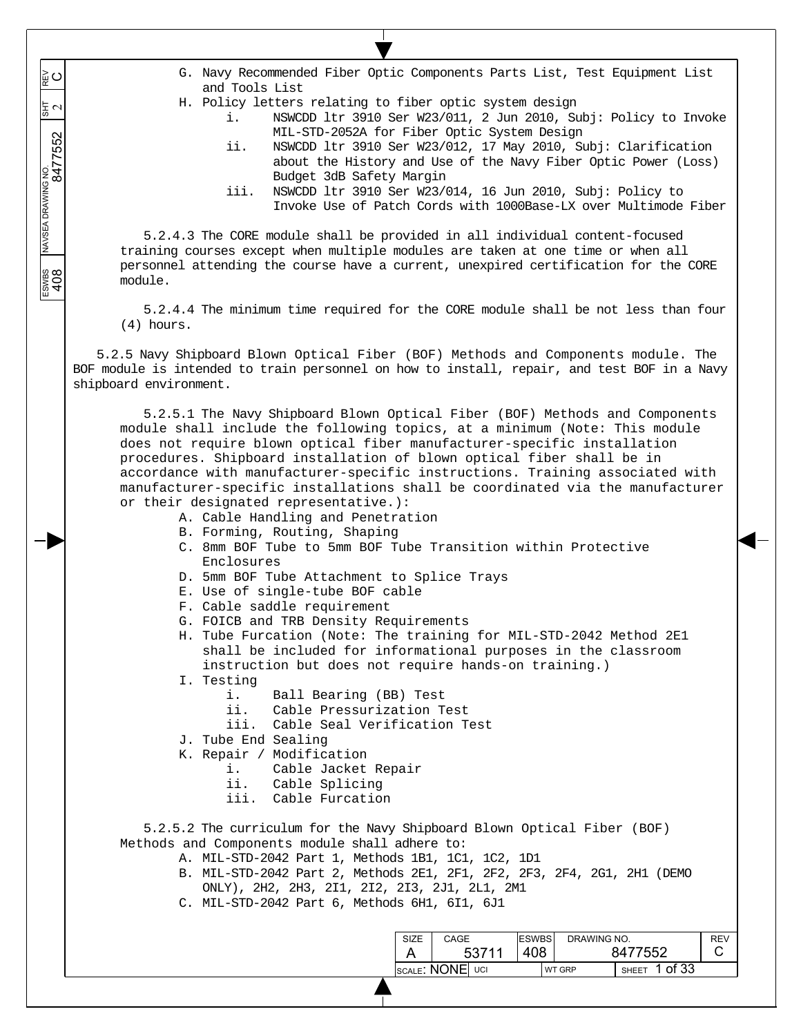G. Navy Recommended Fiber Optic Components Parts List, Test Equipment List and Tools List
H. Policy letters relating to fiber optic system design
    i. NSWCDD ltr 3910 Ser W23/011, 2 Jun 2010, Subj: Policy to Invoke MIL-STD-2052A for Fiber Optic System Design
    ii. NSWCDD ltr 3910 Ser W23/012, 17 May 2010, Subj: Clarification about the History and Use of the Navy Fiber Optic Power (Loss) Budget 3dB Safety Margin
    iii. NSWCDD ltr 3910 Ser W23/014, 16 Jun 2010, Subj: Policy to Invoke Use of Patch Cords with 1000Base-LX over Multimode Fiber

5.2.4.3 The CORE module shall be provided in all individual content-focused training courses except when multiple modules are taken at one time or when all personnel attending the course have a current, unexpired certification for the CORE module.

5.2.4.4 The minimum time required for the CORE module shall be not less than four (4) hours.

5.2.5 Navy Shipboard Blown Optical Fiber (BOF) Methods and Components module. The BOF module is intended to train personnel on how to install, repair, and test BOF in a Navy shipboard environment.

5.2.5.1 The Navy Shipboard Blown Optical Fiber (BOF) Methods and Components module shall include the following topics, at a minimum (Note: This module does not require blown optical fiber manufacturer-specific installation procedures. Shipboard installation of blown optical fiber shall be in accordance with manufacturer-specific instructions. Training associated with manufacturer-specific installations shall be coordinated via the manufacturer or their designated representative.):

A. Cable Handling and Penetration
B. Forming, Routing, Shaping
C. 8mm BOF Tube to 5mm BOF Tube Transition within Protective Enclosures
D. 5mm BOF Tube Attachment to Splice Trays
E. Use of single-tube BOF cable
F. Cable saddle requirement
G. FOICB and TRB Density Requirements
H. Tube Furcation (Note: The training for MIL-STD-2042 Method 2E1 shall be included for informational purposes in the classroom instruction but does not require hands-on training.)
I. Testing
    i. Ball Bearing (BB) Test
    ii. Cable Pressurization Test
    iii. Cable Seal Verification Test
J. Tube End Sealing
K. Repair / Modification
    i. Cable Jacket Repair
    ii. Cable Splicing
    iii. Cable Furcation

5.2.5.2 The curriculum for the Navy Shipboard Blown Optical Fiber (BOF) Methods and Components module shall adhere to:

A. MIL-STD-2042 Part 1, Methods 1B1, 1C1, 1C2, 1D1
B. MIL-STD-2042 Part 2, Methods 2E1, 2F1, 2F2, 2F3, 2F4, 2G1, 2H1 (DEMO ONLY), 2H2, 2H3, 2I1, 2I2, 2I3, 2J1, 2L1, 2M1
C. MIL-STD-2042 Part 6, Methods 6H1, 6I1, 6J1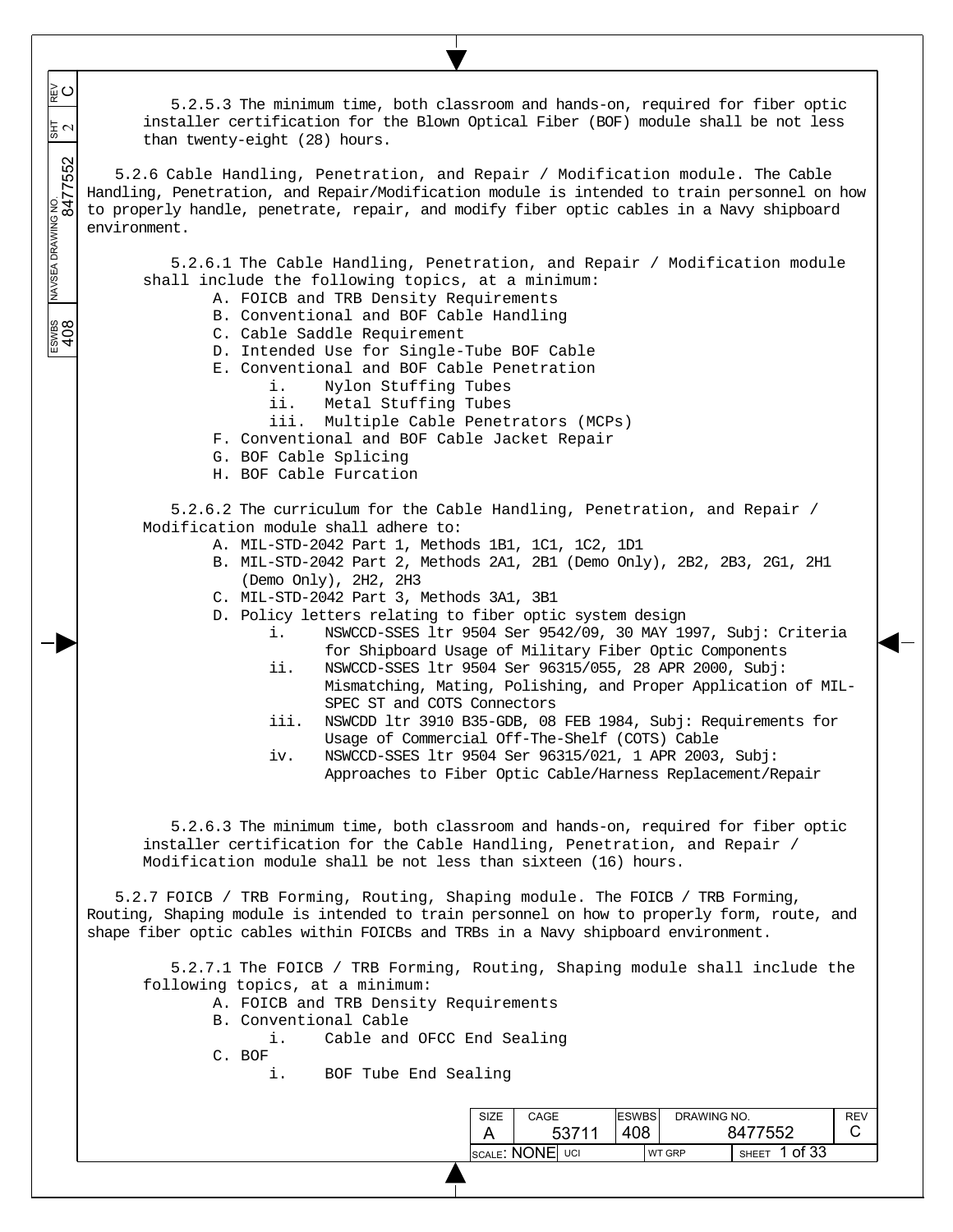5.2.5.3 The minimum time, both classroom and hands-on, required for fiber optic installer certification for the Blown Optical Fiber (BOF) module shall be not less than twenty-eight (28) hours.

5.2.6 Cable Handling, Penetration, and Repair / Modification module. The Cable Handling, Penetration, and Repair/Modification module is intended to train personnel on how to properly handle, penetrate, repair, and modify fiber optic cables in a Navy shipboard environment.

5.2.6.1 The Cable Handling, Penetration, and Repair / Modification module shall include the following topics, at a minimum:

- A. FOICB and TRB Density Requirements
- B. Conventional and BOF Cable Handling
- C. Cable Saddle Requirement
- D. Intended Use for Single-Tube BOF Cable
- E. Conventional and BOF Cable Penetration
  - i. Nylon Stuffing Tubes
  - ii. Metal Stuffing Tubes
  - iii. Multiple Cable Penetrators (MCPs)
- F. Conventional and BOF Cable Jacket Repair
- G. BOF Cable Splicing
- H. BOF Cable Furcation

5.2.6.2 The curriculum for the Cable Handling, Penetration, and Repair / Modification module shall adhere to:

- A. MIL-STD-2042 Part 1, Methods 1B1, 1C1, 1C2, 1D1
- B. MIL-STD-2042 Part 2, Methods 2A1, 2B1 (Demo Only), 2B2, 2B3, 2G1, 2H1 (Demo Only), 2H2, 2H3
- C. MIL-STD-2042 Part 3, Methods 3A1, 3B1
- D. Policy letters relating to fiber optic system design
  - i. NSWCCD-SSES ltr 9504 Ser 9542/09, 30 MAY 1997, Subj: Criteria for Shipboard Usage of Military Fiber Optic Components
  - ii. NSWCCD-SSES ltr 9504 Ser 96315/055, 28 APR 2000, Subj: Mismatching, Mating, Polishing, and Proper Application of MIL-SPEC ST and COTS Connectors
  - iii. NSWCDD ltr 3910 B35-GDB, 08 FEB 1984, Subj: Requirements for Usage of Commercial Off-The-Shelf (COTS) Cable
  - iv. NSWCCD-SSES ltr 9504 Ser 96315/021, 1 APR 2003, Subj: Approaches to Fiber Optic Cable/Harness Replacement/Repair

5.2.6.3 The minimum time, both classroom and hands-on, required for fiber optic installer certification for the Cable Handling, Penetration, and Repair / Modification module shall be not less than sixteen (16) hours.

5.2.7 FOICB / TRB Forming, Routing, Shaping module. The FOICB / TRB Forming, Routing, Shaping module is intended to train personnel on how to properly form, route, and shape fiber optic cables within FOICBs and TRBs in a Navy shipboard environment.

5.2.7.1 The FOICB / TRB Forming, Routing, Shaping module shall include the following topics, at a minimum:

- A. FOICB and TRB Density Requirements
- B. Conventional Cable
  - i. Cable and OFCC End Sealing
- C. BOF
  - i. BOF Tube End Sealing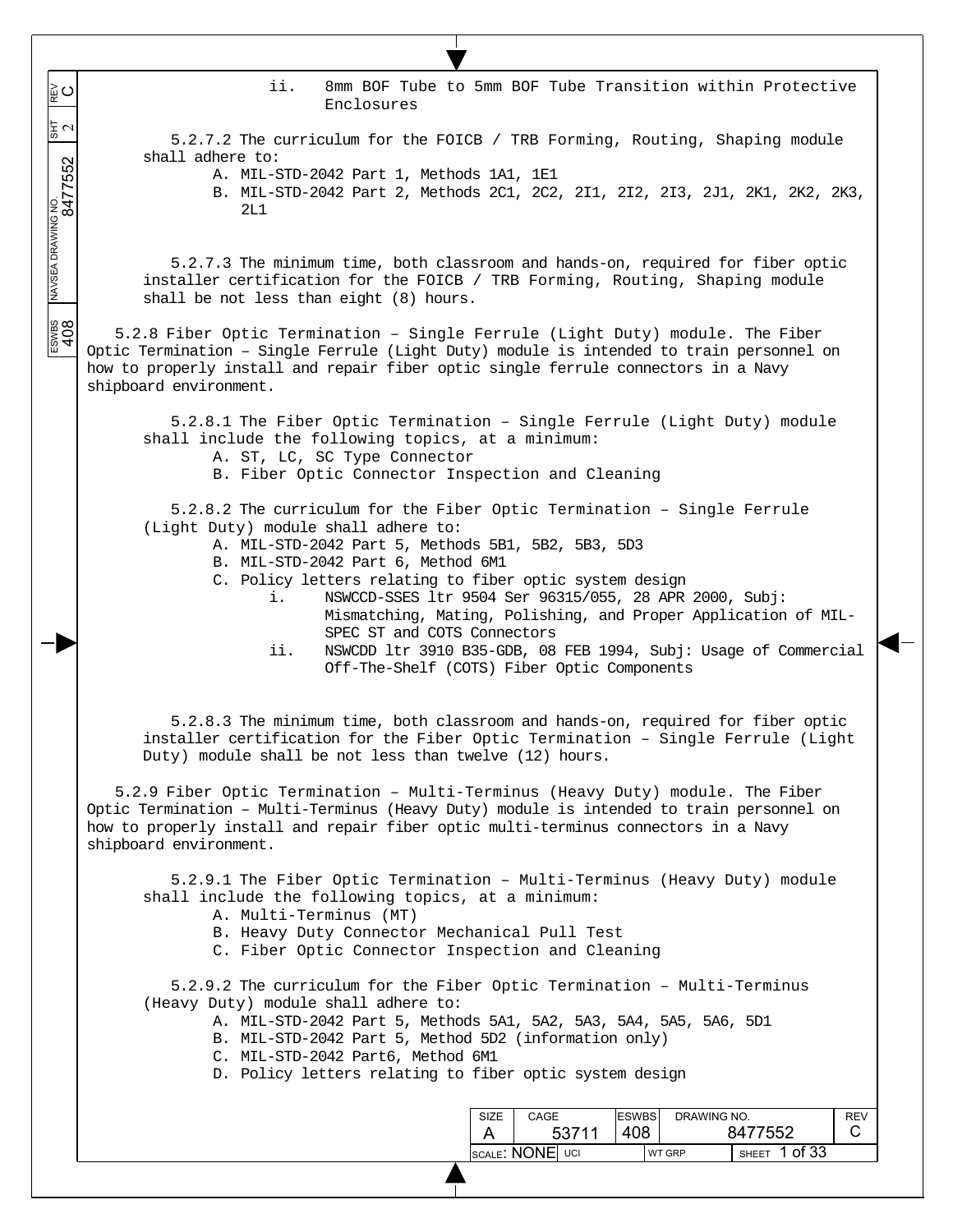ii. 8mm BOF Tube to 5mm BOF Tube Transition within Protective Enclosures

5.2.7.2 The curriculum for the FOICB / TRB Forming, Routing, Shaping module shall adhere to:

A. MIL-STD-2042 Part 1, Methods 1A1, 1E1
B. MIL-STD-2042 Part 2, Methods 2C1, 2C2, 2I1, 2I2, 2I3, 2J1, 2K1, 2K2, 2K3, 2L1

5.2.7.3 The minimum time, both classroom and hands-on, required for fiber optic installer certification for the FOICB / TRB Forming, Routing, Shaping module shall be not less than eight (8) hours.

5.2.8 Fiber Optic Termination – Single Ferrule (Light Duty) module. The Fiber Optic Termination – Single Ferrule (Light Duty) module is intended to train personnel on how to properly install and repair fiber optic single ferrule connectors in a Navy shipboard environment.

5.2.8.1 The Fiber Optic Termination – Single Ferrule (Light Duty) module shall include the following topics, at a minimum:

A. ST, LC, SC Type Connector
B. Fiber Optic Connector Inspection and Cleaning

5.2.8.2 The curriculum for the Fiber Optic Termination – Single Ferrule (Light Duty) module shall adhere to:

A. MIL-STD-2042 Part 5, Methods 5B1, 5B2, 5B3, 5D3
B. MIL-STD-2042 Part 6, Method 6M1
C. Policy letters relating to fiber optic system design
   i. NSWCCD-SSES ltr 9504 Ser 96315/055, 28 APR 2000, Subj: Mismatching, Mating, Polishing, and Proper Application of MIL-SPEC ST and COTS Connectors
   ii. NSWCDD ltr 3910 B35-GDB, 08 FEB 1994, Subj: Usage of Commercial Off-The-Shelf (COTS) Fiber Optic Components

5.2.8.3 The minimum time, both classroom and hands-on, required for fiber optic installer certification for the Fiber Optic Termination – Single Ferrule (Light Duty) module shall be not less than twelve (12) hours.

5.2.9 Fiber Optic Termination – Multi-Terminus (Heavy Duty) module. The Fiber Optic Termination – Multi-Terminus (Heavy Duty) module is intended to train personnel on how to properly install and repair fiber optic multi-terminus connectors in a Navy shipboard environment.

5.2.9.1 The Fiber Optic Termination – Multi-Terminus (Heavy Duty) module shall include the following topics, at a minimum:

A. Multi-Terminus (MT)
B. Heavy Duty Connector Mechanical Pull Test
C. Fiber Optic Connector Inspection and Cleaning

5.2.9.2 The curriculum for the Fiber Optic Termination – Multi-Terminus (Heavy Duty) module shall adhere to:

A. MIL-STD-2042 Part 5, Methods 5A1, 5A2, 5A3, 5A4, 5A5, 5A6, 5D1
B. MIL-STD-2042 Part 5, Method 5D2 (information only)
C. MIL-STD-2042 Part6, Method 6M1
D. Policy letters relating to fiber optic system design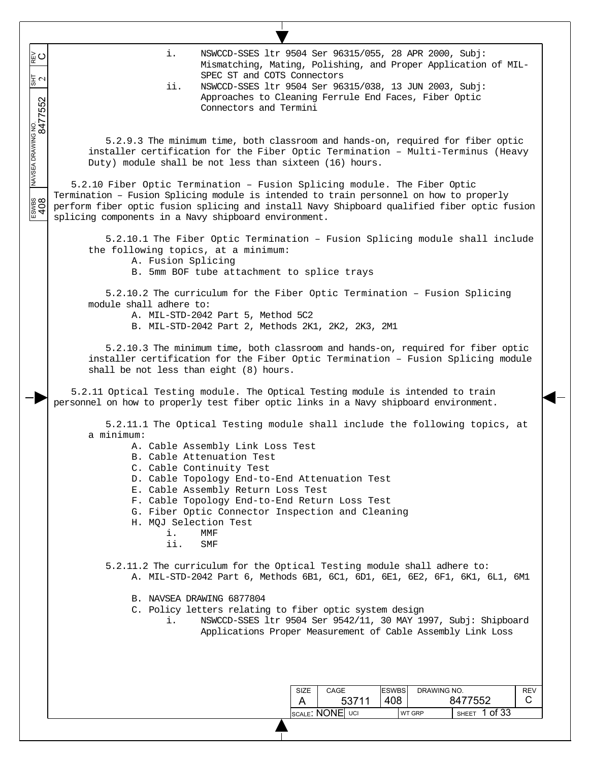i. NSWCCD-SSES ltr 9504 Ser 96315/055, 28 APR 2000, Subj: Mismatching, Mating, Polishing, and Proper Application of MIL-SPEC ST and COTS Connectors

ii. NSWCCD-SSES ltr 9504 Ser 96315/038, 13 JUN 2003, Subj: Approaches to Cleaning Ferrule End Faces, Fiber Optic Connectors and Termini

5.2.9.3 The minimum time, both classroom and hands-on, required for fiber optic installer certification for the Fiber Optic Termination – Multi-Terminus (Heavy Duty) module shall be not less than sixteen (16) hours.

5.2.10 Fiber Optic Termination – Fusion Splicing module. The Fiber Optic Termination – Fusion Splicing module is intended to train personnel on how to properly perform fiber optic fusion splicing and install Navy Shipboard qualified fiber optic fusion splicing components in a Navy shipboard environment.

5.2.10.1 The Fiber Optic Termination – Fusion Splicing module shall include the following topics, at a minimum:

A. Fusion Splicing
B. 5mm BOF tube attachment to splice trays

5.2.10.2 The curriculum for the Fiber Optic Termination – Fusion Splicing module shall adhere to:

A. MIL-STD-2042 Part 5, Method 5C2
B. MIL-STD-2042 Part 2, Methods 2K1, 2K2, 2K3, 2M1

5.2.10.3 The minimum time, both classroom and hands-on, required for fiber optic installer certification for the Fiber Optic Termination – Fusion Splicing module shall be not less than eight (8) hours.

5.2.11 Optical Testing module. The Optical Testing module is intended to train personnel on how to properly test fiber optic links in a Navy shipboard environment.

5.2.11.1 The Optical Testing module shall include the following topics, at a minimum:

A. Cable Assembly Link Loss Test
B. Cable Attenuation Test
C. Cable Continuity Test
D. Cable Topology End-to-End Attenuation Test
E. Cable Assembly Return Loss Test
F. Cable Topology End-to-End Return Loss Test
G. Fiber Optic Connector Inspection and Cleaning
H. MQJ Selection Test
   i. MMF
   ii. SMF

5.2.11.2 The curriculum for the Optical Testing module shall adhere to:

A. MIL-STD-2042 Part 6, Methods 6B1, 6C1, 6D1, 6E1, 6E2, 6F1, 6K1, 6L1, 6M1

B. NAVSEA DRAWING 6877804
C. Policy letters relating to fiber optic system design
   i. NSWCCD-SSES ltr 9504 Ser 9542/11, 30 MAY 1997, Subj: Shipboard Applications Proper Measurement of Cable Assembly Link Loss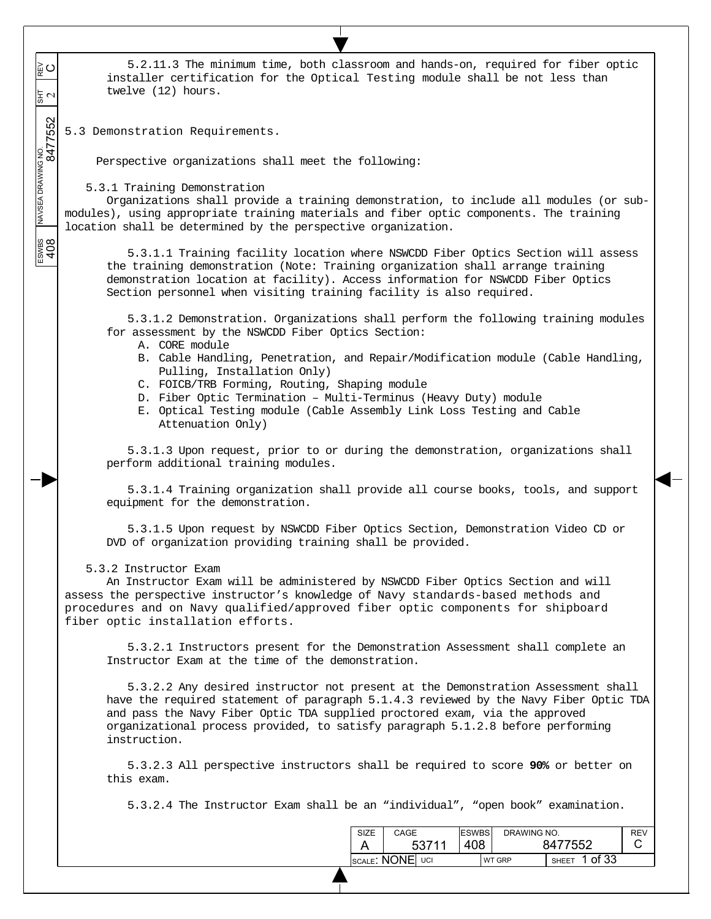5.2.11.3 The minimum time, both classroom and hands-on, required for fiber optic installer certification for the Optical Testing module shall be not less than twelve (12) hours.

## 5.3 Demonstration Requirements.

Perspective organizations shall meet the following:

### 5.3.1 Training Demonstration

Organizations shall provide a training demonstration, to include all modules (or sub-modules), using appropriate training materials and fiber optic components. The training location shall be determined by the perspective organization.

5.3.1.1 Training facility location where NSWCDD Fiber Optics Section will assess the training demonstration (Note: Training organization shall arrange training demonstration location at facility). Access information for NSWCDD Fiber Optics Section personnel when visiting training facility is also required.

5.3.1.2 Demonstration. Organizations shall perform the following training modules for assessment by the NSWCDD Fiber Optics Section:

A. CORE module
B. Cable Handling, Penetration, and Repair/Modification module (Cable Handling, Pulling, Installation Only)
C. FOICB/TRB Forming, Routing, Shaping module
D. Fiber Optic Termination – Multi-Terminus (Heavy Duty) module
E. Optical Testing module (Cable Assembly Link Loss Testing and Cable Attenuation Only)

5.3.1.3 Upon request, prior to or during the demonstration, organizations shall perform additional training modules.

5.3.1.4 Training organization shall provide all course books, tools, and support equipment for the demonstration.

5.3.1.5 Upon request by NSWCDD Fiber Optics Section, Demonstration Video CD or DVD of organization providing training shall be provided.

### 5.3.2 Instructor Exam

An Instructor Exam will be administered by NSWCDD Fiber Optics Section and will assess the perspective instructor’s knowledge of Navy standards-based methods and procedures and on Navy qualified/approved fiber optic components for shipboard fiber optic installation efforts.

5.3.2.1 Instructors present for the Demonstration Assessment shall complete an Instructor Exam at the time of the demonstration.

5.3.2.2 Any desired instructor not present at the Demonstration Assessment shall have the required statement of paragraph 5.1.4.3 reviewed by the Navy Fiber Optic TDA and pass the Navy Fiber Optic TDA supplied proctored exam, via the approved organizational process provided, to satisfy paragraph 5.1.2.8 before performing instruction.

5.3.2.3 All perspective instructors shall be required to score **90%** or better on this exam.

5.3.2.4 The Instructor Exam shall be an “individual”, “open book” examination.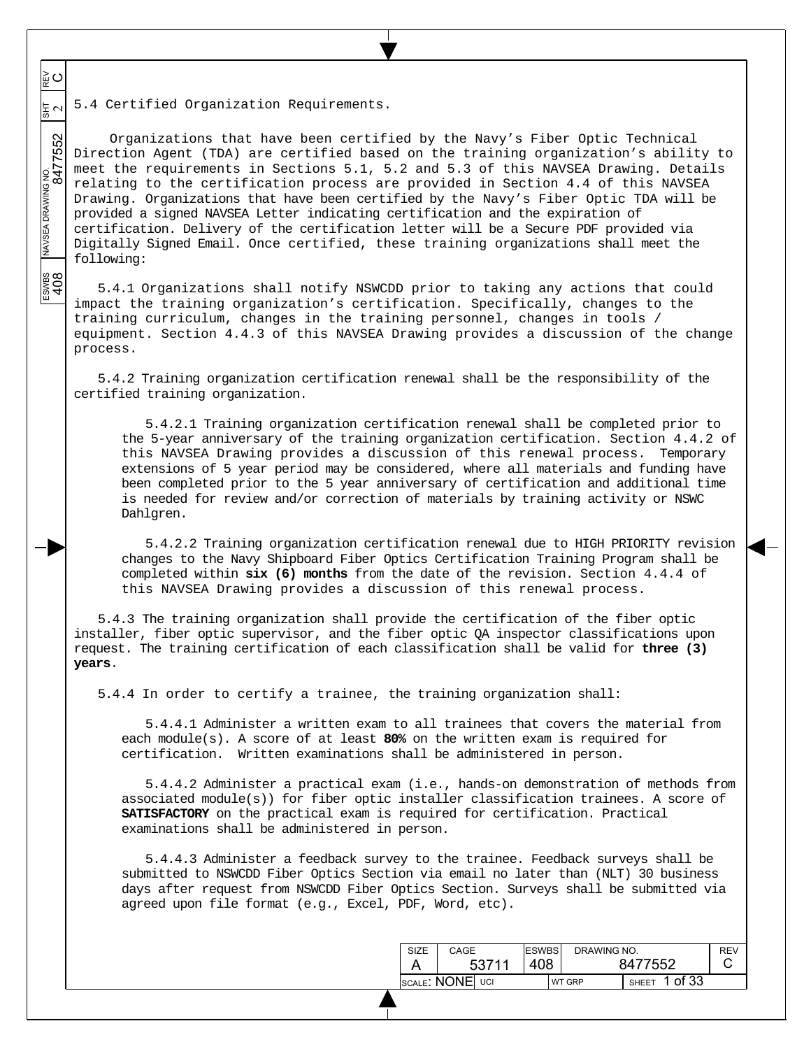## 5.4 Certified Organization Requirements.

Organizations that have been certified by the Navy's Fiber Optic Technical Direction Agent (TDA) are certified based on the training organization's ability to meet the requirements in Sections 5.1, 5.2 and 5.3 of this NAVSEA Drawing. Details relating to the certification process are provided in Section 4.4 of this NAVSEA Drawing. Organizations that have been certified by the Navy's Fiber Optic TDA will be provided a signed NAVSEA Letter indicating certification and the expiration of certification. Delivery of the certification letter will be a Secure PDF provided via Digitally Signed Email. Once certified, these training organizations shall meet the following:

5.4.1 Organizations shall notify NSWCDD prior to taking any actions that could impact the training organization's certification. Specifically, changes to the training curriculum, changes in the training personnel, changes in tools / equipment. Section 4.4.3 of this NAVSEA Drawing provides a discussion of the change process.

5.4.2 Training organization certification renewal shall be the responsibility of the certified training organization.

5.4.2.1 Training organization certification renewal shall be completed prior to the 5-year anniversary of the training organization certification. Section 4.4.2 of this NAVSEA Drawing provides a discussion of this renewal process. Temporary extensions of 5 year period may be considered, where all materials and funding have been completed prior to the 5 year anniversary of certification and additional time is needed for review and/or correction of materials by training activity or NSWC Dahlgren.

5.4.2.2 Training organization certification renewal due to HIGH PRIORITY revision changes to the Navy Shipboard Fiber Optics Certification Training Program shall be completed within **six (6) months** from the date of the revision. Section 4.4.4 of this NAVSEA Drawing provides a discussion of this renewal process.

5.4.3 The training organization shall provide the certification of the fiber optic installer, fiber optic supervisor, and the fiber optic QA inspector classifications upon request. The training certification of each classification shall be valid for **three (3) years**.

5.4.4 In order to certify a trainee, the training organization shall:

5.4.4.1 Administer a written exam to all trainees that covers the material from each module(s). A score of at least **80%** on the written exam is required for certification. Written examinations shall be administered in person.

5.4.4.2 Administer a practical exam (i.e., hands-on demonstration of methods from associated module(s)) for fiber optic installer classification trainees. A score of **SATISFACTORY** on the practical exam is required for certification. Practical examinations shall be administered in person.

5.4.4.3 Administer a feedback survey to the trainee. Feedback surveys shall be submitted to NSWCDD Fiber Optics Section via email no later than (NLT) 30 business days after request from NSWCDD Fiber Optics Section. Surveys shall be submitted via agreed upon file format (e.g., Excel, PDF, Word, etc).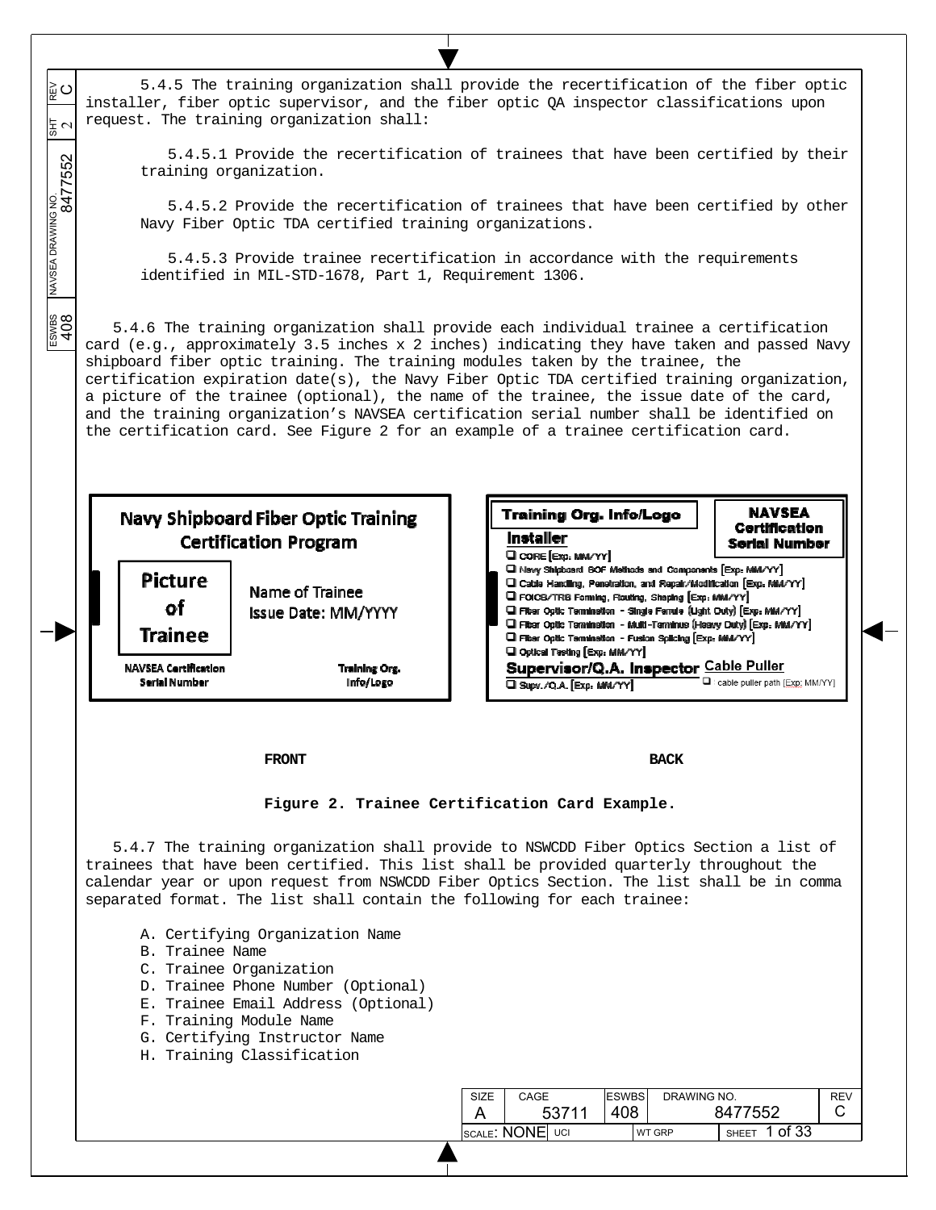5.4.5 The training organization shall provide the recertification of the fiber optic installer, fiber optic supervisor, and the fiber optic QA inspector classifications upon request. The training organization shall:

5.4.5.1 Provide the recertification of trainees that have been certified by their training organization.

5.4.5.2 Provide the recertification of trainees that have been certified by other Navy Fiber Optic TDA certified training organizations.

5.4.5.3 Provide trainee recertification in accordance with the requirements identified in MIL-STD-1678, Part 1, Requirement 1306.

5.4.6 The training organization shall provide each individual trainee a certification card (e.g., approximately 3.5 inches x 2 inches) indicating they have taken and passed Navy shipboard fiber optic training. The training modules taken by the trainee, the certification expiration date(s), the Navy Fiber Optic TDA certified training organization, a picture of the trainee (optional), the name of the trainee, the issue date of the card, and the training organization's NAVSEA certification serial number shall be identified on the certification card. See Figure 2 for an example of a trainee certification card.

**FRONT**

Navy Shipboard Fiber Optic Training Certification Program

Picture of Trainee

Name of Trainee
Issue Date: MM/YYYY

NAVSEA Certification Serial Number

Training Org. Info/Logo

**BACK**

Training Org. Info/Logo

NAVSEA Certification Serial Number

Installer
- ❑ CORE [Exp: MM/YY]
- ❑ Navy Shipboard SOF Methods and Components [Exp: MM/YY]
- ❑ Cable Handling, Penetration, and Repair/Modification [Exp: MM/YY]
- ❑ FOICB/TRB Forming, Routing, Shaping [Exp: MM/YY]
- ❑ Fiber Optic Termination - Single Ferrule (Light Duty) [Exp: MM/YY]
- ❑ Fiber Optic Termination - Multi-Terminus (Heavy Duty) [Exp: MM/YY]
- ❑ Fiber Optic Termination - Fusion Splicing [Exp: MM/YY]
- ❑ Optical Testing [Exp: MM/YY]

Supervisor/Q.A. Inspector
- ❑ Supv./Q.A. [Exp: MM/YY]

Cable Puller
- ❑ cable puller path [Exp: MM/YY]

**Figure 2. Trainee Certification Card Example.**

5.4.7 The training organization shall provide to NSWCDD Fiber Optics Section a list of trainees that have been certified. This list shall be provided quarterly throughout the calendar year or upon request from NSWCDD Fiber Optics Section. The list shall be in comma separated format. The list shall contain the following for each trainee:

A. Certifying Organization Name
B. Trainee Name
C. Trainee Organization
D. Trainee Phone Number (Optional)
E. Trainee Email Address (Optional)
F. Training Module Name
G. Certifying Instructor Name
H. Training Classification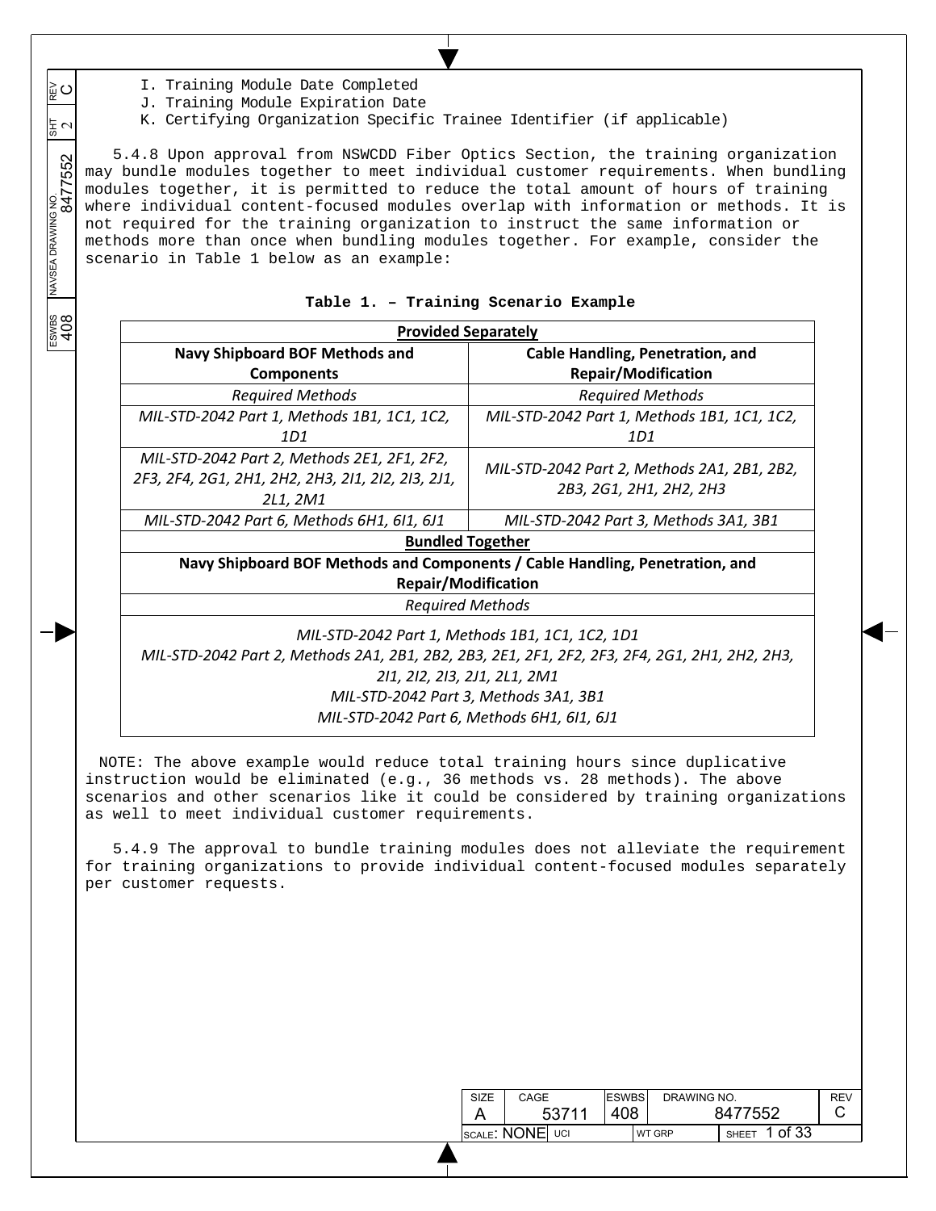I. Training Module Date Completed
J. Training Module Expiration Date
K. Certifying Organization Specific Trainee Identifier (if applicable)

5.4.8 Upon approval from NSWCDD Fiber Optics Section, the training organization may bundle modules together to meet individual customer requirements. When bundling modules together, it is permitted to reduce the total amount of hours of training where individual content-focused modules overlap with information or methods. It is not required for the training organization to instruct the same information or methods more than once when bundling modules together. For example, consider the scenario in Table 1 below as an example:

**Table 1. – Training Scenario Example**

| **Provided Separately** | |
|---|---|
| **Navy Shipboard BOF Methods and Components** | **Cable Handling, Penetration, and Repair/Modification** |
| *Required Methods* | *Required Methods* |
| *MIL-STD-2042 Part 1, Methods 1B1, 1C1, 1C2, 1D1* | *MIL-STD-2042 Part 1, Methods 1B1, 1C1, 1C2, 1D1* |
| *MIL-STD-2042 Part 2, Methods 2E1, 2F1, 2F2, 2F3, 2F4, 2G1, 2H1, 2H2, 2H3, 2I1, 2I2, 2I3, 2J1, 2L1, 2M1* | *MIL-STD-2042 Part 2, Methods 2A1, 2B1, 2B2, 2B3, 2G1, 2H1, 2H2, 2H3* |
| *MIL-STD-2042 Part 6, Methods 6H1, 6I1, 6J1* | *MIL-STD-2042 Part 3, Methods 3A1, 3B1* |
| **Bundled Together** | |
| **Navy Shipboard BOF Methods and Components / Cable Handling, Penetration, and Repair/Modification** | |
| *Required Methods* | |
| *MIL-STD-2042 Part 1, Methods 1B1, 1C1, 1C2, 1D1*<br>*MIL-STD-2042 Part 2, Methods 2A1, 2B1, 2B2, 2B3, 2E1, 2F1, 2F2, 2F3, 2F4, 2G1, 2H1, 2H2, 2H3, 2I1, 2I2, 2I3, 2J1, 2L1, 2M1*<br>*MIL-STD-2042 Part 3, Methods 3A1, 3B1*<br>*MIL-STD-2042 Part 6, Methods 6H1, 6I1, 6J1* | |

NOTE: The above example would reduce total training hours since duplicative instruction would be eliminated (e.g., 36 methods vs. 28 methods). The above scenarios and other scenarios like it could be considered by training organizations as well to meet individual customer requirements.

5.4.9 The approval to bundle training modules does not alleviate the requirement for training organizations to provide individual content-focused modules separately per customer requests.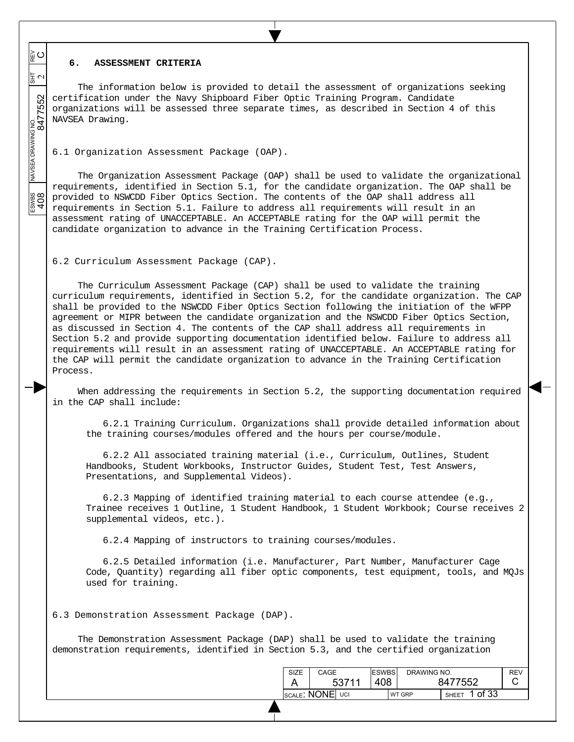## 6. ASSESSMENT CRITERIA

The information below is provided to detail the assessment of organizations seeking certification under the Navy Shipboard Fiber Optic Training Program. Candidate organizations will be assessed three separate times, as described in Section 4 of this NAVSEA Drawing.

### 6.1 Organization Assessment Package (OAP).

The Organization Assessment Package (OAP) shall be used to validate the organizational requirements, identified in Section 5.1, for the candidate organization. The OAP shall be provided to NSWCDD Fiber Optics Section. The contents of the OAP shall address all requirements in Section 5.1. Failure to address all requirements will result in an assessment rating of UNACCEPTABLE. An ACCEPTABLE rating for the OAP will permit the candidate organization to advance in the Training Certification Process.

### 6.2 Curriculum Assessment Package (CAP).

The Curriculum Assessment Package (CAP) shall be used to validate the training curriculum requirements, identified in Section 5.2, for the candidate organization. The CAP shall be provided to the NSWCDD Fiber Optics Section following the initiation of the WFPP agreement or MIPR between the candidate organization and the NSWCDD Fiber Optics Section, as discussed in Section 4. The contents of the CAP shall address all requirements in Section 5.2 and provide supporting documentation identified below. Failure to address all requirements will result in an assessment rating of UNACCEPTABLE. An ACCEPTABLE rating for the CAP will permit the candidate organization to advance in the Training Certification Process.

When addressing the requirements in Section 5.2, the supporting documentation required in the CAP shall include:

6.2.1 Training Curriculum. Organizations shall provide detailed information about the training courses/modules offered and the hours per course/module.

6.2.2 All associated training material (i.e., Curriculum, Outlines, Student Handbooks, Student Workbooks, Instructor Guides, Student Test, Test Answers, Presentations, and Supplemental Videos).

6.2.3 Mapping of identified training material to each course attendee (e.g., Trainee receives 1 Outline, 1 Student Handbook, 1 Student Workbook; Course receives 2 supplemental videos, etc.).

6.2.4 Mapping of instructors to training courses/modules.

6.2.5 Detailed information (i.e. Manufacturer, Part Number, Manufacturer Cage Code, Quantity) regarding all fiber optic components, test equipment, tools, and MQJs used for training.

### 6.3 Demonstration Assessment Package (DAP).

The Demonstration Assessment Package (DAP) shall be used to validate the training demonstration requirements, identified in Section 5.3, and the certified organization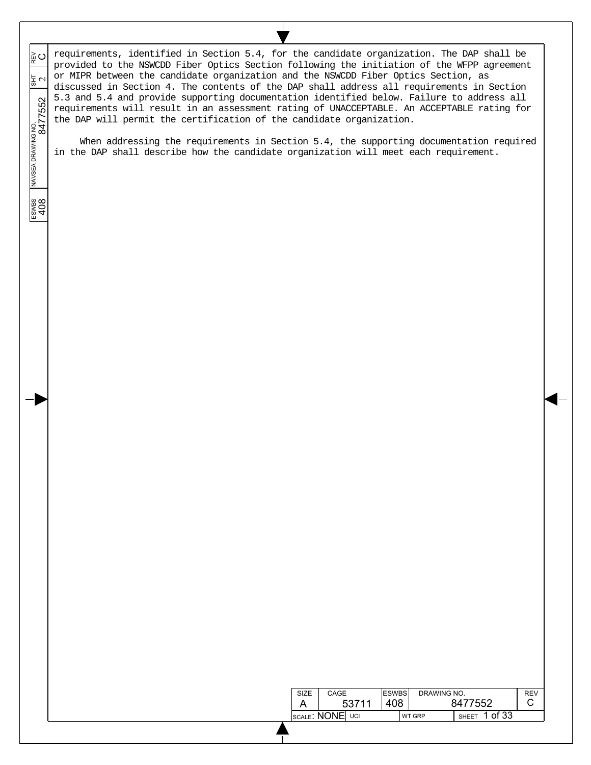requirements, identified in Section 5.4, for the candidate organization. The DAP shall be provided to the NSWCDD Fiber Optics Section following the initiation of the WFPP agreement or MIPR between the candidate organization and the NSWCDD Fiber Optics Section, as discussed in Section 4. The contents of the DAP shall address all requirements in Section 5.3 and 5.4 and provide supporting documentation identified below. Failure to address all requirements will result in an assessment rating of UNACCEPTABLE. An ACCEPTABLE rating for the DAP will permit the certification of the candidate organization.

When addressing the requirements in Section 5.4, the supporting documentation required in the DAP shall describe how the candidate organization will meet each requirement.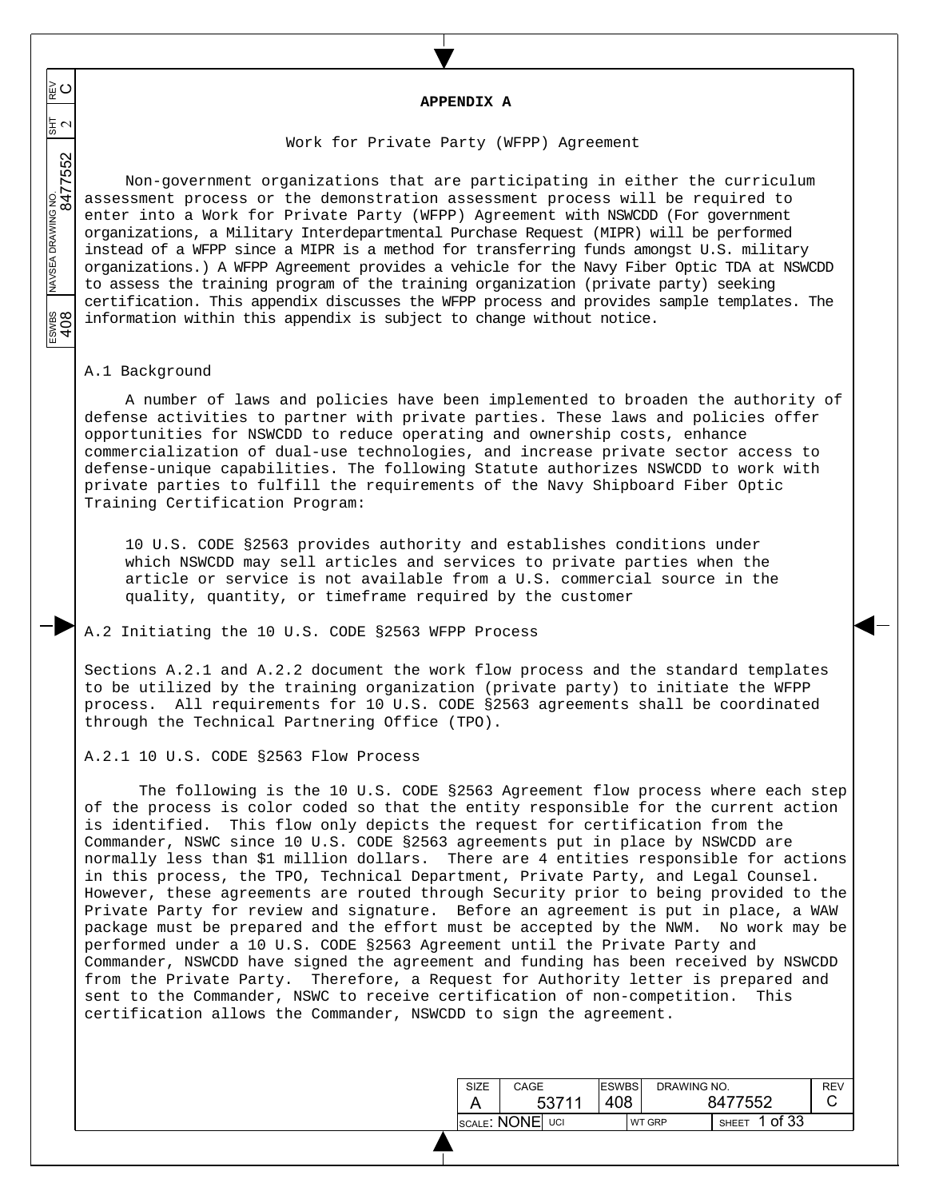# APPENDIX A

Work for Private Party (WFPP) Agreement

Non-government organizations that are participating in either the curriculum assessment process or the demonstration assessment process will be required to enter into a Work for Private Party (WFPP) Agreement with NSWCDD (For government organizations, a Military Interdepartmental Purchase Request (MIPR) will be performed instead of a WFPP since a MIPR is a method for transferring funds amongst U.S. military organizations.) A WFPP Agreement provides a vehicle for the Navy Fiber Optic TDA at NSWCDD to assess the training program of the training organization (private party) seeking certification. This appendix discusses the WFPP process and provides sample templates. The information within this appendix is subject to change without notice.

## A.1 Background

A number of laws and policies have been implemented to broaden the authority of defense activities to partner with private parties. These laws and policies offer opportunities for NSWCDD to reduce operating and ownership costs, enhance commercialization of dual-use technologies, and increase private sector access to defense-unique capabilities. The following Statute authorizes NSWCDD to work with private parties to fulfill the requirements of the Navy Shipboard Fiber Optic Training Certification Program:

> 10 U.S. CODE §2563 provides authority and establishes conditions under which NSWCDD may sell articles and services to private parties when the article or service is not available from a U.S. commercial source in the quality, quantity, or timeframe required by the customer

## A.2 Initiating the 10 U.S. CODE §2563 WFPP Process

Sections A.2.1 and A.2.2 document the work flow process and the standard templates to be utilized by the training organization (private party) to initiate the WFPP process. All requirements for 10 U.S. CODE §2563 agreements shall be coordinated through the Technical Partnering Office (TPO).

### A.2.1 10 U.S. CODE §2563 Flow Process

The following is the 10 U.S. CODE §2563 Agreement flow process where each step of the process is color coded so that the entity responsible for the current action is identified. This flow only depicts the request for certification from the Commander, NSWC since 10 U.S. CODE §2563 agreements put in place by NSWCDD are normally less than $1 million dollars. There are 4 entities responsible for actions in this process, the TPO, Technical Department, Private Party, and Legal Counsel. However, these agreements are routed through Security prior to being provided to the Private Party for review and signature. Before an agreement is put in place, a WAW package must be prepared and the effort must be accepted by the NWM. No work may be performed under a 10 U.S. CODE §2563 Agreement until the Private Party and Commander, NSWCDD have signed the agreement and funding has been received by NSWCDD from the Private Party. Therefore, a Request for Authority letter is prepared and sent to the Commander, NSWC to receive certification of non-competition. This certification allows the Commander, NSWCDD to sign the agreement.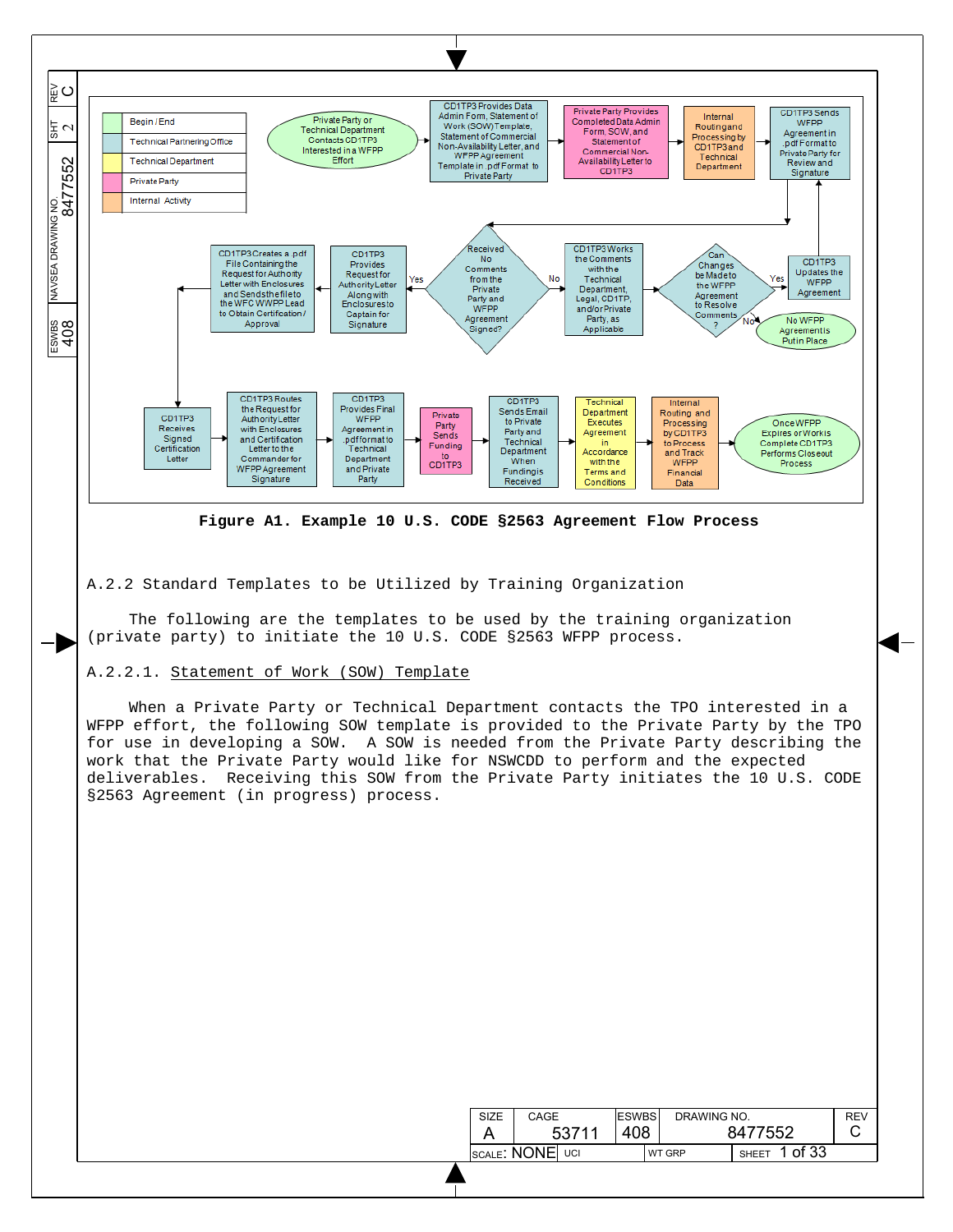Figure A1. Example 10 U.S. CODE §2563 Agreement Flow Process

A.2.2 Standard Templates to be Utilized by Training Organization

The following are the templates to be used by the training organization (private party) to initiate the 10 U.S. CODE §2563 WFPP process.

A.2.2.1. Statement of Work (SOW) Template

When a Private Party or Technical Department contacts the TPO interested in a WFPP effort, the following SOW template is provided to the Private Party by the TPO for use in developing a SOW. A SOW is needed from the Private Party describing the work that the Private Party would like for NSWCDD to perform and the expected deliverables. Receiving this SOW from the Private Party initiates the 10 U.S. CODE §2563 Agreement (in progress) process.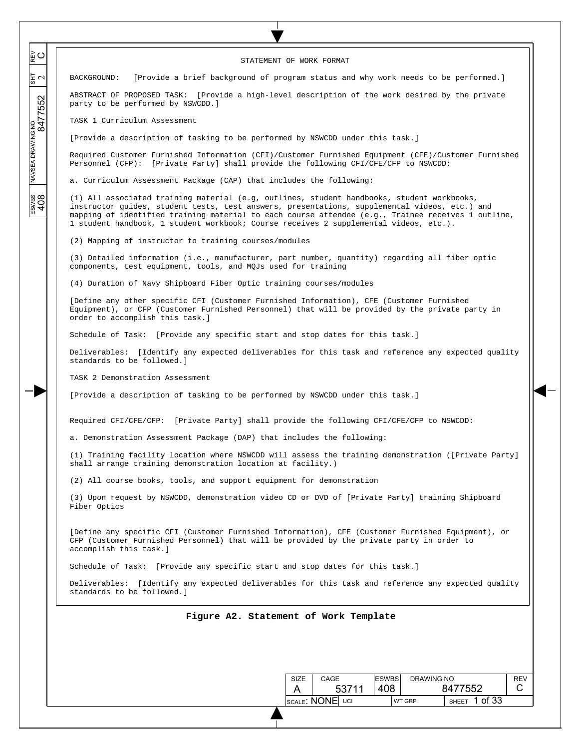STATEMENT OF WORK FORMAT

BACKGROUND: [Provide a brief background of program status and why work needs to be performed.]

ABSTRACT OF PROPOSED TASK: [Provide a high-level description of the work desired by the private party to be performed by NSWCDD.]

TASK 1 Curriculum Assessment

[Provide a description of tasking to be performed by NSWCDD under this task.]

Required Customer Furnished Information (CFI)/Customer Furnished Equipment (CFE)/Customer Furnished Personnel (CFP): [Private Party] shall provide the following CFI/CFE/CFP to NSWCDD:

a. Curriculum Assessment Package (CAP) that includes the following:

(1) All associated training material (e.g, outlines, student handbooks, student workbooks, instructor guides, student tests, test answers, presentations, supplemental videos, etc.) and mapping of identified training material to each course attendee (e.g., Trainee receives 1 outline, 1 student handbook, 1 student workbook; Course receives 2 supplemental videos, etc.).

(2) Mapping of instructor to training courses/modules

(3) Detailed information (i.e., manufacturer, part number, quantity) regarding all fiber optic components, test equipment, tools, and MQJs used for training

(4) Duration of Navy Shipboard Fiber Optic training courses/modules

[Define any other specific CFI (Customer Furnished Information), CFE (Customer Furnished Equipment), or CFP (Customer Furnished Personnel) that will be provided by the private party in order to accomplish this task.]

Schedule of Task: [Provide any specific start and stop dates for this task.]

Deliverables: [Identify any expected deliverables for this task and reference any expected quality standards to be followed.]

TASK 2 Demonstration Assessment

[Provide a description of tasking to be performed by NSWCDD under this task.]

Required CFI/CFE/CFP: [Private Party] shall provide the following CFI/CFE/CFP to NSWCDD:

a. Demonstration Assessment Package (DAP) that includes the following:

(1) Training facility location where NSWCDD will assess the training demonstration ([Private Party] shall arrange training demonstration location at facility.)

(2) All course books, tools, and support equipment for demonstration

(3) Upon request by NSWCDD, demonstration video CD or DVD of [Private Party] training Shipboard Fiber Optics

[Define any specific CFI (Customer Furnished Information), CFE (Customer Furnished Equipment), or CFP (Customer Furnished Personnel) that will be provided by the private party in order to accomplish this task.]

Schedule of Task: [Provide any specific start and stop dates for this task.]

Deliverables: [Identify any expected deliverables for this task and reference any expected quality standards to be followed.]

**Figure A2. Statement of Work Template**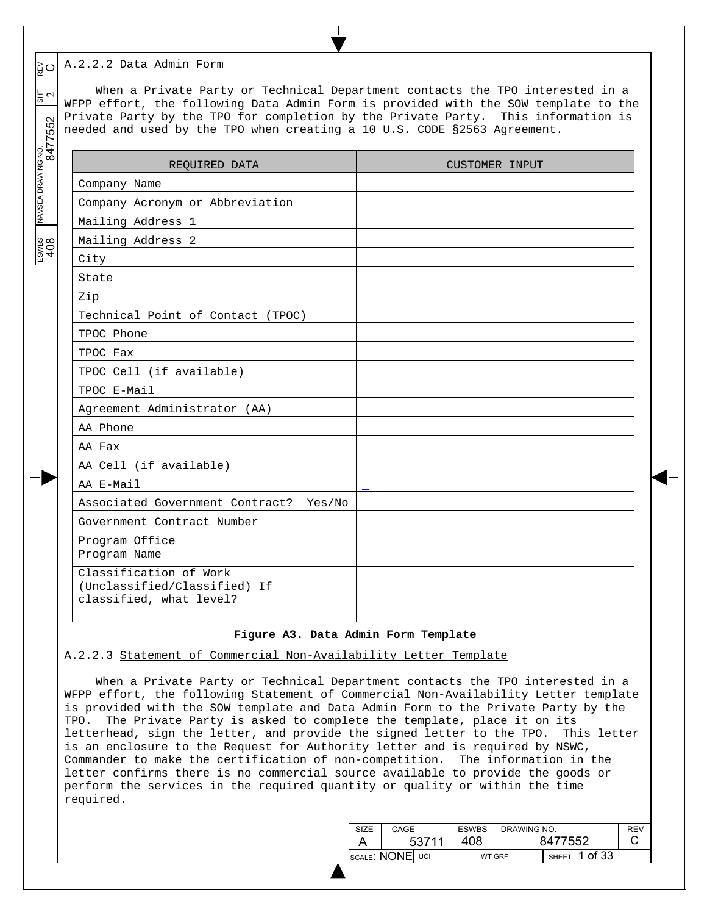A.2.2.2 Data Admin Form

When a Private Party or Technical Department contacts the TPO interested in a WFPP effort, the following Data Admin Form is provided with the SOW template to the Private Party by the TPO for completion by the Private Party. This information is needed and used by the TPO when creating a 10 U.S. CODE §2563 Agreement.

| REQUIRED DATA | CUSTOMER INPUT |
|---|---|
| Company Name | |
| Company Acronym or Abbreviation | |
| Mailing Address 1 | |
| Mailing Address 2 | |
| City | |
| State | |
| Zip | |
| Technical Point of Contact (TPOC) | |
| TPOC Phone | |
| TPOC Fax | |
| TPOC Cell (if available) | |
| TPOC E-Mail | |
| Agreement Administrator (AA) | |
| AA Phone | |
| AA Fax | |
| AA Cell (if available) | |
| AA E-Mail | |
| Associated Government Contract? Yes/No | |
| Government Contract Number | |
| Program Office | |
| Program Name | |
| Classification of Work (Unclassified/Classified) If classified, what level? | |

**Figure A3. Data Admin Form Template**

A.2.2.3 Statement of Commercial Non-Availability Letter Template

When a Private Party or Technical Department contacts the TPO interested in a WFPP effort, the following Statement of Commercial Non-Availability Letter template is provided with the SOW template and Data Admin Form to the Private Party by the TPO. The Private Party is asked to complete the template, place it on its letterhead, sign the letter, and provide the signed letter to the TPO. This letter is an enclosure to the Request for Authority letter and is required by NSWC, Commander to make the certification of non-competition. The information in the letter confirms there is no commercial source available to provide the goods or perform the services in the required quantity or quality or within the time required.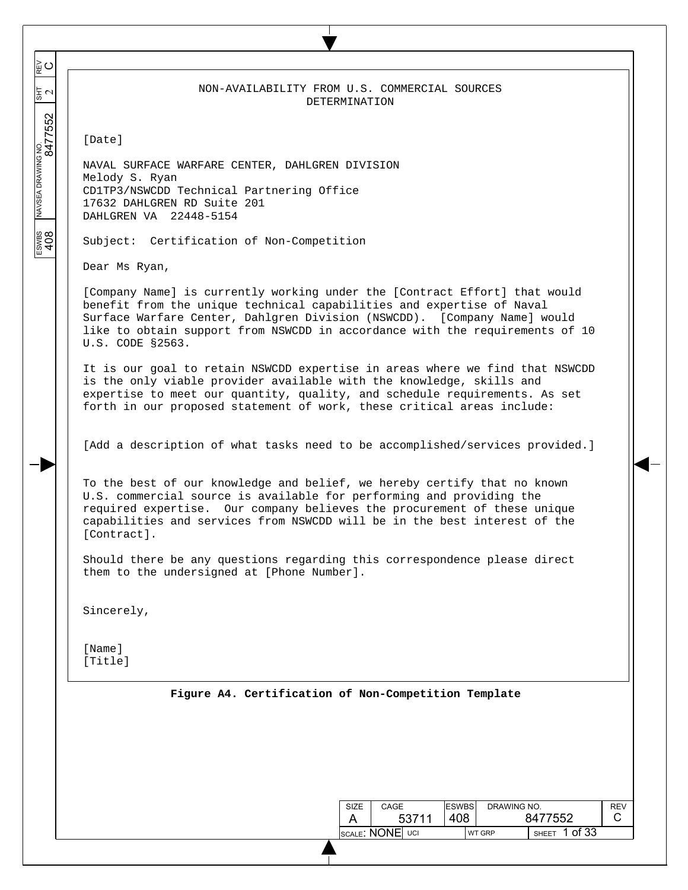# NON-AVAILABILITY FROM U.S. COMMERCIAL SOURCES DETERMINATION

[Date]

NAVAL SURFACE WARFARE CENTER, DAHLGREN DIVISION
Melody S. Ryan
CD1TP3/NSWCDD Technical Partnering Office
17632 DAHLGREN RD Suite 201
DAHLGREN VA 22448-5154

Subject: Certification of Non-Competition

Dear Ms Ryan,

[Company Name] is currently working under the [Contract Effort] that would benefit from the unique technical capabilities and expertise of Naval Surface Warfare Center, Dahlgren Division (NSWCDD). [Company Name] would like to obtain support from NSWCDD in accordance with the requirements of 10 U.S. CODE §2563.

It is our goal to retain NSWCDD expertise in areas where we find that NSWCDD is the only viable provider available with the knowledge, skills and expertise to meet our quantity, quality, and schedule requirements. As set forth in our proposed statement of work, these critical areas include:

[Add a description of what tasks need to be accomplished/services provided.]

To the best of our knowledge and belief, we hereby certify that no known U.S. commercial source is available for performing and providing the required expertise. Our company believes the procurement of these unique capabilities and services from NSWCDD will be in the best interest of the [Contract].

Should there be any questions regarding this correspondence please direct them to the undersigned at [Phone Number].

Sincerely,

[Name]
[Title]

**Figure A4. Certification of Non-Competition Template**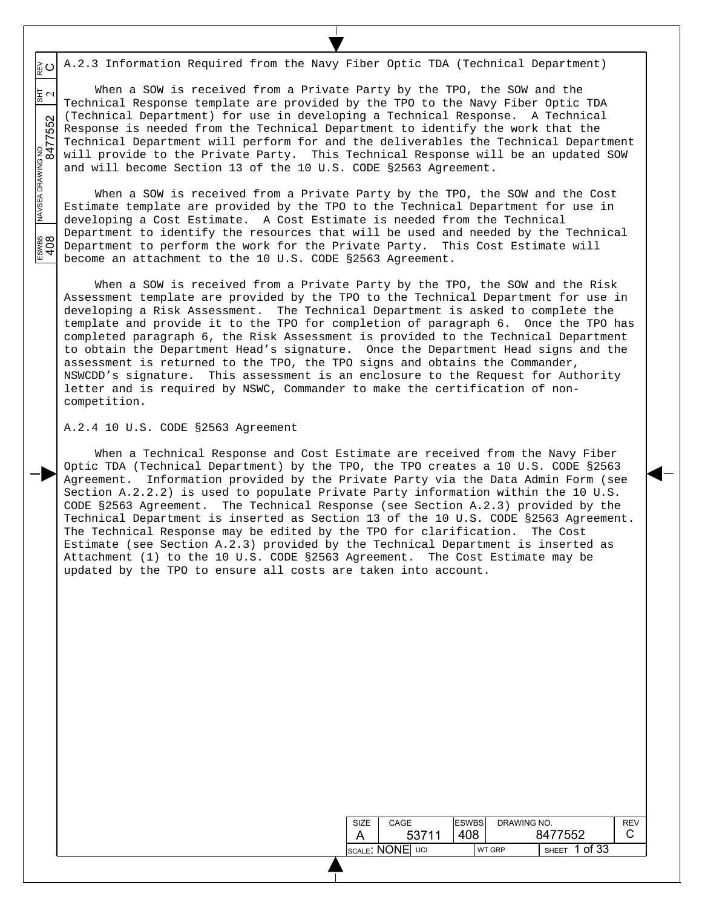### A.2.3 Information Required from the Navy Fiber Optic TDA (Technical Department)

When a SOW is received from a Private Party by the TPO, the SOW and the Technical Response template are provided by the TPO to the Navy Fiber Optic TDA (Technical Department) for use in developing a Technical Response. A Technical Response is needed from the Technical Department to identify the work that the Technical Department will perform for and the deliverables the Technical Department will provide to the Private Party. This Technical Response will be an updated SOW and will become Section 13 of the 10 U.S. CODE §2563 Agreement.

When a SOW is received from a Private Party by the TPO, the SOW and the Cost Estimate template are provided by the TPO to the Technical Department for use in developing a Cost Estimate. A Cost Estimate is needed from the Technical Department to identify the resources that will be used and needed by the Technical Department to perform the work for the Private Party. This Cost Estimate will become an attachment to the 10 U.S. CODE §2563 Agreement.

When a SOW is received from a Private Party by the TPO, the SOW and the Risk Assessment template are provided by the TPO to the Technical Department for use in developing a Risk Assessment. The Technical Department is asked to complete the template and provide it to the TPO for completion of paragraph 6. Once the TPO has completed paragraph 6, the Risk Assessment is provided to the Technical Department to obtain the Department Head's signature. Once the Department Head signs and the assessment is returned to the TPO, the TPO signs and obtains the Commander, NSWCDD's signature. This assessment is an enclosure to the Request for Authority letter and is required by NSWC, Commander to make the certification of non-competition.

### A.2.4 10 U.S. CODE §2563 Agreement

When a Technical Response and Cost Estimate are received from the Navy Fiber Optic TDA (Technical Department) by the TPO, the TPO creates a 10 U.S. CODE §2563 Agreement. Information provided by the Private Party via the Data Admin Form (see Section A.2.2.2) is used to populate Private Party information within the 10 U.S. CODE §2563 Agreement. The Technical Response (see Section A.2.3) provided by the Technical Department is inserted as Section 13 of the 10 U.S. CODE §2563 Agreement. The Technical Response may be edited by the TPO for clarification. The Cost Estimate (see Section A.2.3) provided by the Technical Department is inserted as Attachment (1) to the 10 U.S. CODE §2563 Agreement. The Cost Estimate may be updated by the TPO to ensure all costs are taken into account.